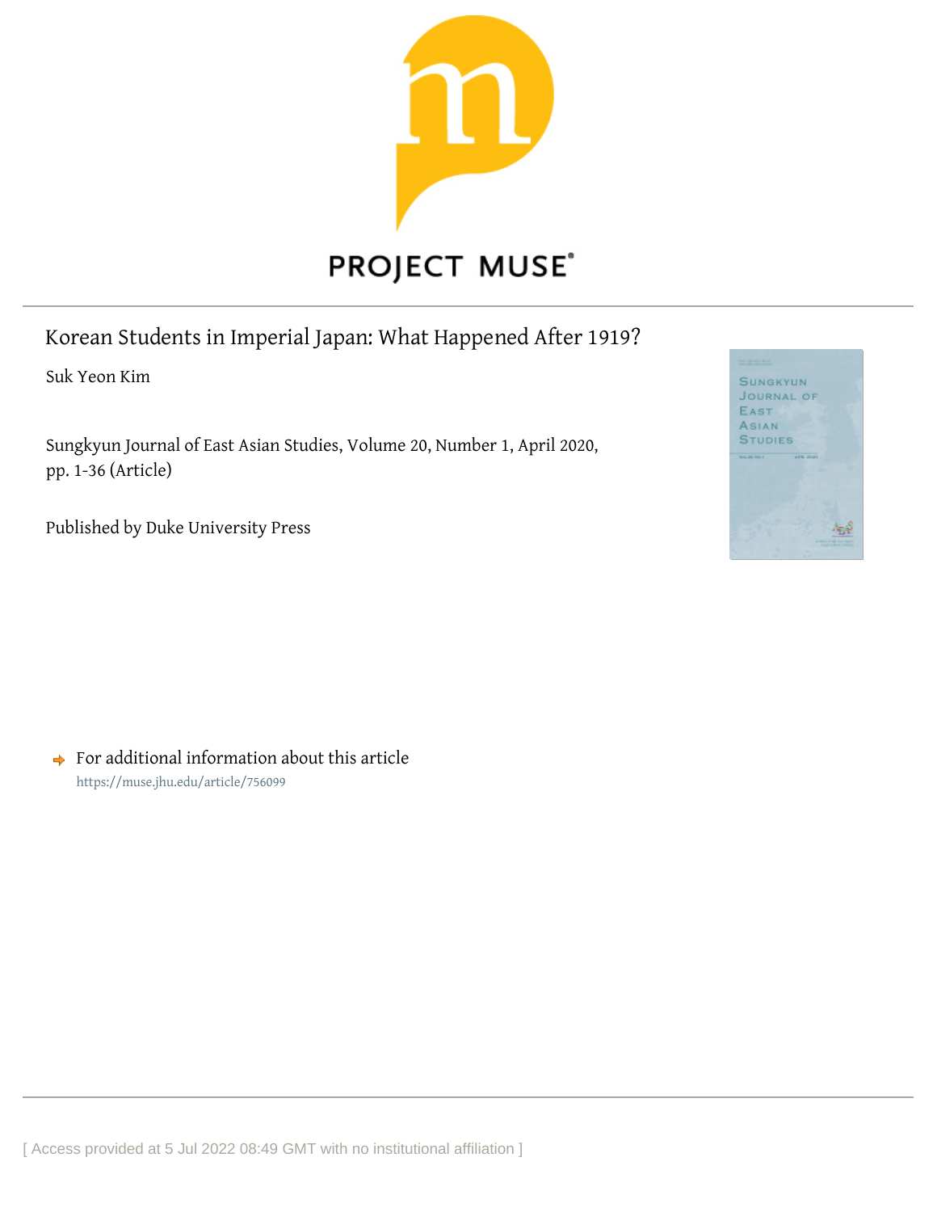PROJECT MUSE

# Korean Students in Imperial Japan: What Happened After 1919?

Suk Yeon Kim

Sungkyun Journal of East Asian Studies, Volume 20, Number 1, April 2020, pp. 1-36 (Article)

Published by Duke University Press

For additional information about this article
https://muse.jhu.edu/article/756099

[ Access provided at 5 Jul 2022 08:49 GMT with no institutional affiliation ]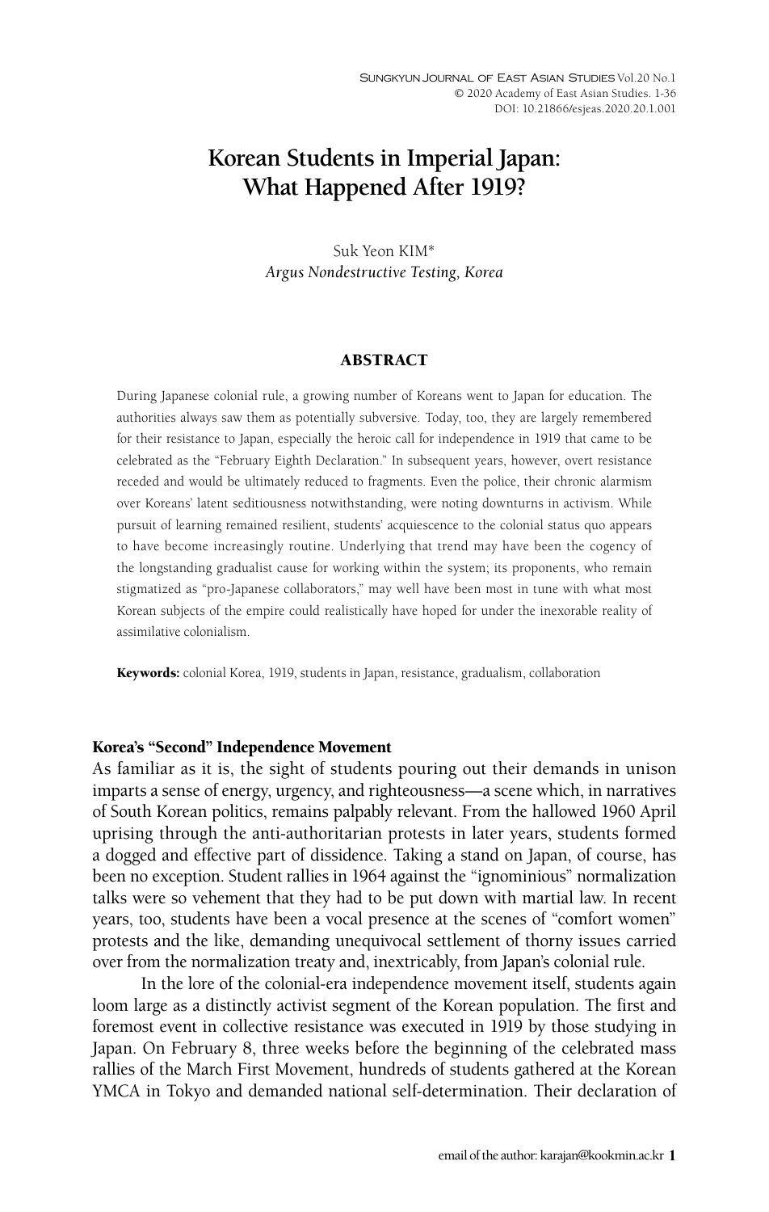# Korean Students in Imperial Japan: What Happened After 1919?

Suk Yeon KIM*
*Argus Nondestructive Testing, Korea*

## ABSTRACT

During Japanese colonial rule, a growing number of Koreans went to Japan for education. The authorities always saw them as potentially subversive. Today, too, they are largely remembered for their resistance to Japan, especially the heroic call for independence in 1919 that came to be celebrated as the "February Eighth Declaration." In subsequent years, however, overt resistance receded and would be ultimately reduced to fragments. Even the police, their chronic alarmism over Koreans' latent seditiousness notwithstanding, were noting downturns in activism. While pursuit of learning remained resilient, students' acquiescence to the colonial status quo appears to have become increasingly routine. Underlying that trend may have been the cogency of the longstanding gradualist cause for working within the system; its proponents, who remain stigmatized as "pro-Japanese collaborators," may well have been most in tune with what most Korean subjects of the empire could realistically have hoped for under the inexorable reality of assimilative colonialism.

**Keywords:** colonial Korea, 1919, students in Japan, resistance, gradualism, collaboration

## Korea's "Second" Independence Movement

As familiar as it is, the sight of students pouring out their demands in unison imparts a sense of energy, urgency, and righteousness—a scene which, in narratives of South Korean politics, remains palpably relevant. From the hallowed 1960 April uprising through the anti-authoritarian protests in later years, students formed a dogged and effective part of dissidence. Taking a stand on Japan, of course, has been no exception. Student rallies in 1964 against the "ignominious" normalization talks were so vehement that they had to be put down with martial law. In recent years, too, students have been a vocal presence at the scenes of "comfort women" protests and the like, demanding unequivocal settlement of thorny issues carried over from the normalization treaty and, inextricably, from Japan's colonial rule.

In the lore of the colonial-era independence movement itself, students again loom large as a distinctly activist segment of the Korean population. The first and foremost event in collective resistance was executed in 1919 by those studying in Japan. On February 8, three weeks before the beginning of the celebrated mass rallies of the March First Movement, hundreds of students gathered at the Korean YMCA in Tokyo and demanded national self-determination. Their declaration of

email of the author: karajan@kookmin.ac.kr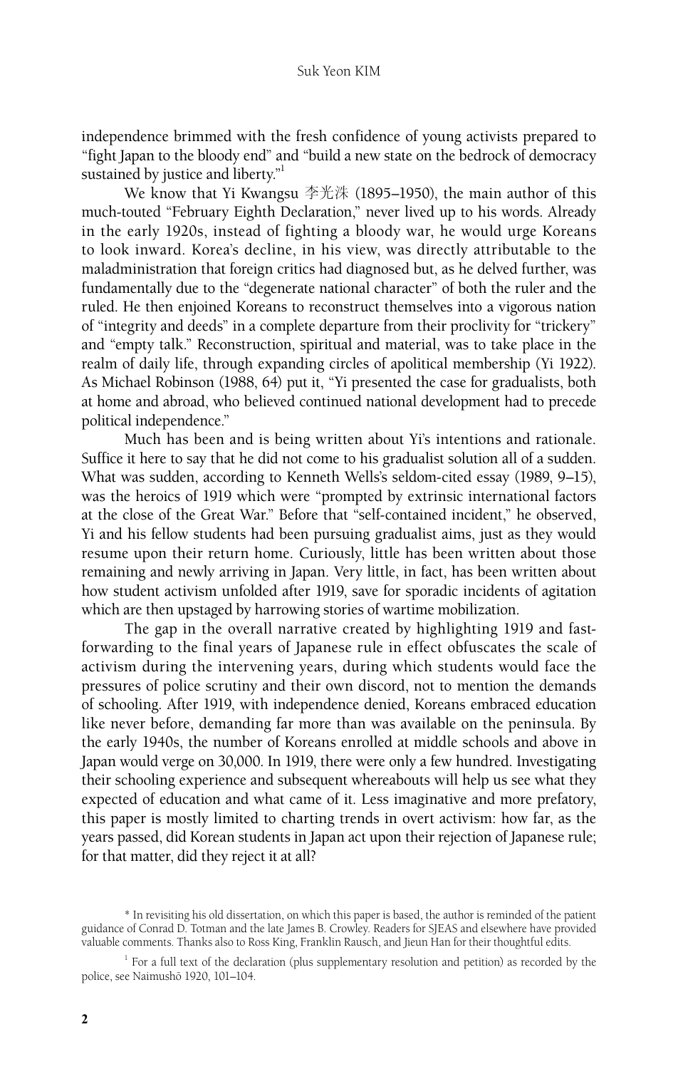independence brimmed with the fresh confidence of young activists prepared to "fight Japan to the bloody end" and "build a new state on the bedrock of democracy sustained by justice and liberty."[1]

We know that Yi Kwangsu 李光洙 (1895–1950), the main author of this much-touted "February Eighth Declaration," never lived up to his words. Already in the early 1920s, instead of fighting a bloody war, he would urge Koreans to look inward. Korea's decline, in his view, was directly attributable to the maladministration that foreign critics had diagnosed but, as he delved further, was fundamentally due to the "degenerate national character" of both the ruler and the ruled. He then enjoined Koreans to reconstruct themselves into a vigorous nation of "integrity and deeds" in a complete departure from their proclivity for "trickery" and "empty talk." Reconstruction, spiritual and material, was to take place in the realm of daily life, through expanding circles of apolitical membership (Yi 1922). As Michael Robinson (1988, 64) put it, "Yi presented the case for gradualists, both at home and abroad, who believed continued national development had to precede political independence."

Much has been and is being written about Yi's intentions and rationale. Suffice it here to say that he did not come to his gradualist solution all of a sudden. What was sudden, according to Kenneth Wells's seldom-cited essay (1989, 9–15), was the heroics of 1919 which were "prompted by extrinsic international factors at the close of the Great War." Before that "self-contained incident," he observed, Yi and his fellow students had been pursuing gradualist aims, just as they would resume upon their return home. Curiously, little has been written about those remaining and newly arriving in Japan. Very little, in fact, has been written about how student activism unfolded after 1919, save for sporadic incidents of agitation which are then upstaged by harrowing stories of wartime mobilization.

The gap in the overall narrative created by highlighting 1919 and fast-forwarding to the final years of Japanese rule in effect obfuscates the scale of activism during the intervening years, during which students would face the pressures of police scrutiny and their own discord, not to mention the demands of schooling. After 1919, with independence denied, Koreans embraced education like never before, demanding far more than was available on the peninsula. By the early 1940s, the number of Koreans enrolled at middle schools and above in Japan would verge on 30,000. In 1919, there were only a few hundred. Investigating their schooling experience and subsequent whereabouts will help us see what they expected of education and what came of it. Less imaginative and more prefatory, this paper is mostly limited to charting trends in overt activism: how far, as the years passed, did Korean students in Japan act upon their rejection of Japanese rule; for that matter, did they reject it at all?

\* In revisiting his old dissertation, on which this paper is based, the author is reminded of the patient guidance of Conrad D. Totman and the late James B. Crowley. Readers for SJEAS and elsewhere have provided valuable comments. Thanks also to Ross King, Franklin Rausch, and Jieun Han for their thoughtful edits.

[1] For a full text of the declaration (plus supplementary resolution and petition) as recorded by the police, see Naimushō 1920, 101–104.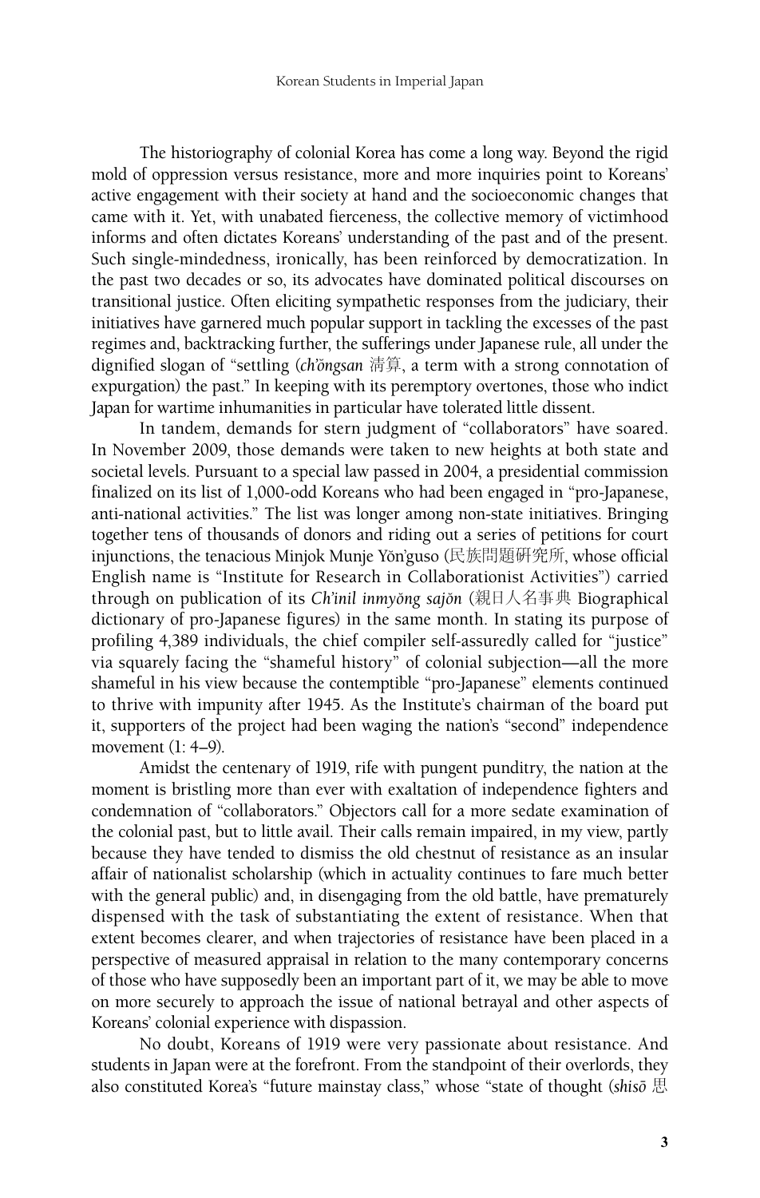The historiography of colonial Korea has come a long way. Beyond the rigid mold of oppression versus resistance, more and more inquiries point to Koreans' active engagement with their society at hand and the socioeconomic changes that came with it. Yet, with unabated fierceness, the collective memory of victimhood informs and often dictates Koreans' understanding of the past and of the present. Such single-mindedness, ironically, has been reinforced by democratization. In the past two decades or so, its advocates have dominated political discourses on transitional justice. Often eliciting sympathetic responses from the judiciary, their initiatives have garnered much popular support in tackling the excesses of the past regimes and, backtracking further, the sufferings under Japanese rule, all under the dignified slogan of "settling (*ch'ŏngsan* 淸算, a term with a strong connotation of expurgation) the past." In keeping with its peremptory overtones, those who indict Japan for wartime inhumanities in particular have tolerated little dissent.

In tandem, demands for stern judgment of "collaborators" have soared. In November 2009, those demands were taken to new heights at both state and societal levels. Pursuant to a special law passed in 2004, a presidential commission finalized on its list of 1,000-odd Koreans who had been engaged in "pro-Japanese, anti-national activities." The list was longer among non-state initiatives. Bringing together tens of thousands of donors and riding out a series of petitions for court injunctions, the tenacious Minjok Munje Yŏn'guso (民族問題研究所, whose official English name is "Institute for Research in Collaborationist Activities") carried through on publication of its *Ch'inil inmyŏng sajŏn* (親日人名事典 Biographical dictionary of pro-Japanese figures) in the same month. In stating its purpose of profiling 4,389 individuals, the chief compiler self-assuredly called for "justice" via squarely facing the "shameful history" of colonial subjection—all the more shameful in his view because the contemptible "pro-Japanese" elements continued to thrive with impunity after 1945. As the Institute's chairman of the board put it, supporters of the project had been waging the nation's "second" independence movement (1: 4–9).

Amidst the centenary of 1919, rife with pungent punditry, the nation at the moment is bristling more than ever with exaltation of independence fighters and condemnation of "collaborators." Objectors call for a more sedate examination of the colonial past, but to little avail. Their calls remain impaired, in my view, partly because they have tended to dismiss the old chestnut of resistance as an insular affair of nationalist scholarship (which in actuality continues to fare much better with the general public) and, in disengaging from the old battle, have prematurely dispensed with the task of substantiating the extent of resistance. When that extent becomes clearer, and when trajectories of resistance have been placed in a perspective of measured appraisal in relation to the many contemporary concerns of those who have supposedly been an important part of it, we may be able to move on more securely to approach the issue of national betrayal and other aspects of Koreans' colonial experience with dispassion.

No doubt, Koreans of 1919 were very passionate about resistance. And students in Japan were at the forefront. From the standpoint of their overlords, they also constituted Korea's "future mainstay class," whose "state of thought (*shisō* 思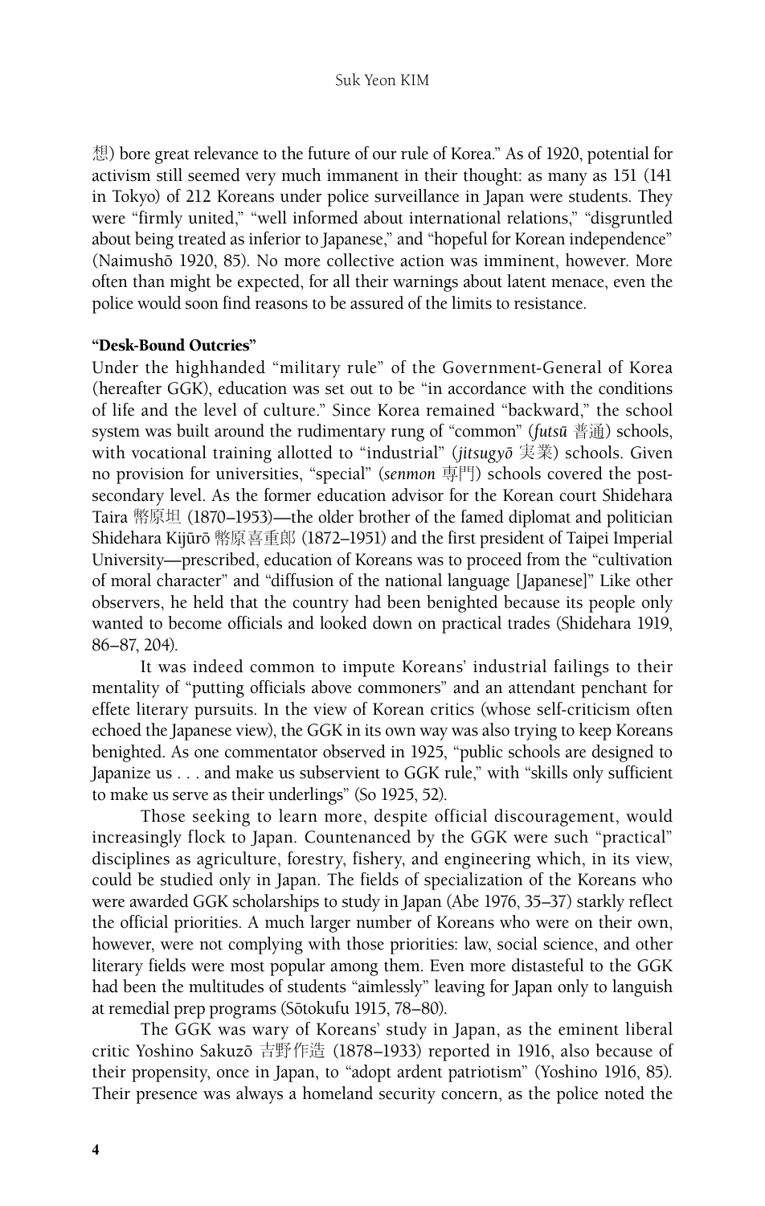想) bore great relevance to the future of our rule of Korea." As of 1920, potential for activism still seemed very much immanent in their thought: as many as 151 (141 in Tokyo) of 212 Koreans under police surveillance in Japan were students. They were "firmly united," "well informed about international relations," "disgruntled about being treated as inferior to Japanese," and "hopeful for Korean independence" (Naimushō 1920, 85). No more collective action was imminent, however. More often than might be expected, for all their warnings about latent menace, even the police would soon find reasons to be assured of the limits to resistance.

### "Desk-Bound Outcries"

Under the highhanded "military rule" of the Government-General of Korea (hereafter GGK), education was set out to be "in accordance with the conditions of life and the level of culture." Since Korea remained "backward," the school system was built around the rudimentary rung of "common" (*futsū* 普通) schools, with vocational training allotted to "industrial" (*jitsugyō* 実業) schools. Given no provision for universities, "special" (*senmon* 専門) schools covered the post-secondary level. As the former education advisor for the Korean court Shidehara Taira 幣原坦 (1870–1953)—the older brother of the famed diplomat and politician Shidehara Kijūrō 幣原喜重郎 (1872–1951) and the first president of Taipei Imperial University—prescribed, education of Koreans was to proceed from the "cultivation of moral character" and "diffusion of the national language [Japanese]" Like other observers, he held that the country had been benighted because its people only wanted to become officials and looked down on practical trades (Shidehara 1919, 86–87, 204).

It was indeed common to impute Koreans' industrial failings to their mentality of "putting officials above commoners" and an attendant penchant for effete literary pursuits. In the view of Korean critics (whose self-criticism often echoed the Japanese view), the GGK in its own way was also trying to keep Koreans benighted. As one commentator observed in 1925, "public schools are designed to Japanize us . . . and make us subservient to GGK rule," with "skills only sufficient to make us serve as their underlings" (So 1925, 52).

Those seeking to learn more, despite official discouragement, would increasingly flock to Japan. Countenanced by the GGK were such "practical" disciplines as agriculture, forestry, fishery, and engineering which, in its view, could be studied only in Japan. The fields of specialization of the Koreans who were awarded GGK scholarships to study in Japan (Abe 1976, 35–37) starkly reflect the official priorities. A much larger number of Koreans who were on their own, however, were not complying with those priorities: law, social science, and other literary fields were most popular among them. Even more distasteful to the GGK had been the multitudes of students "aimlessly" leaving for Japan only to languish at remedial prep programs (Sōtokufu 1915, 78–80).

The GGK was wary of Koreans' study in Japan, as the eminent liberal critic Yoshino Sakuzō 吉野作造 (1878–1933) reported in 1916, also because of their propensity, once in Japan, to "adopt ardent patriotism" (Yoshino 1916, 85). Their presence was always a homeland security concern, as the police noted the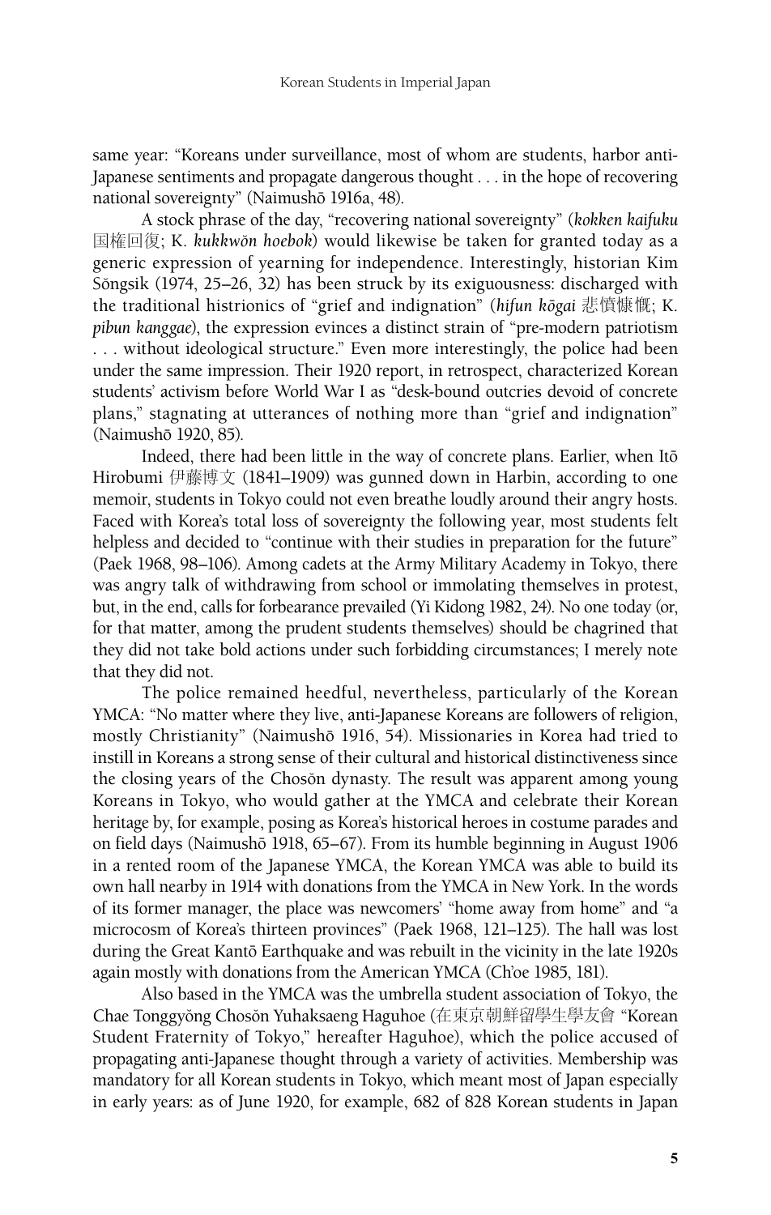same year: "Koreans under surveillance, most of whom are students, harbor anti-Japanese sentiments and propagate dangerous thought . . . in the hope of recovering national sovereignty" (Naimushō 1916a, 48).

A stock phrase of the day, "recovering national sovereignty" (*kokken kaifuku* 国權回復; K. *kukkwŏn hoebok*) would likewise be taken for granted today as a generic expression of yearning for independence. Interestingly, historian Kim Sŏngsik (1974, 25–26, 32) has been struck by its exiguousness: discharged with the traditional histrionics of "grief and indignation" (*hifun kōgai* 悲憤慷慨; K. *pibun kanggae*), the expression evinces a distinct strain of "pre-modern patriotism . . . without ideological structure." Even more interestingly, the police had been under the same impression. Their 1920 report, in retrospect, characterized Korean students' activism before World War I as "desk-bound outcries devoid of concrete plans," stagnating at utterances of nothing more than "grief and indignation" (Naimushō 1920, 85).

Indeed, there had been little in the way of concrete plans. Earlier, when Itō Hirobumi 伊藤博文 (1841–1909) was gunned down in Harbin, according to one memoir, students in Tokyo could not even breathe loudly around their angry hosts. Faced with Korea's total loss of sovereignty the following year, most students felt helpless and decided to "continue with their studies in preparation for the future" (Paek 1968, 98–106). Among cadets at the Army Military Academy in Tokyo, there was angry talk of withdrawing from school or immolating themselves in protest, but, in the end, calls for forbearance prevailed (Yi Kidong 1982, 24). No one today (or, for that matter, among the prudent students themselves) should be chagrined that they did not take bold actions under such forbidding circumstances; I merely note that they did not.

The police remained heedful, nevertheless, particularly of the Korean YMCA: "No matter where they live, anti-Japanese Koreans are followers of religion, mostly Christianity" (Naimushō 1916, 54). Missionaries in Korea had tried to instill in Koreans a strong sense of their cultural and historical distinctiveness since the closing years of the Chosŏn dynasty. The result was apparent among young Koreans in Tokyo, who would gather at the YMCA and celebrate their Korean heritage by, for example, posing as Korea's historical heroes in costume parades and on field days (Naimushō 1918, 65–67). From its humble beginning in August 1906 in a rented room of the Japanese YMCA, the Korean YMCA was able to build its own hall nearby in 1914 with donations from the YMCA in New York. In the words of its former manager, the place was newcomers' "home away from home" and "a microcosm of Korea's thirteen provinces" (Paek 1968, 121–125). The hall was lost during the Great Kantō Earthquake and was rebuilt in the vicinity in the late 1920s again mostly with donations from the American YMCA (Ch'oe 1985, 181).

Also based in the YMCA was the umbrella student association of Tokyo, the Chae Tonggyŏng Chosŏn Yuhaksaeng Haguhoe (在東京朝鮮留學生學友會 "Korean Student Fraternity of Tokyo," hereafter Haguhoe), which the police accused of propagating anti-Japanese thought through a variety of activities. Membership was mandatory for all Korean students in Tokyo, which meant most of Japan especially in early years: as of June 1920, for example, 682 of 828 Korean students in Japan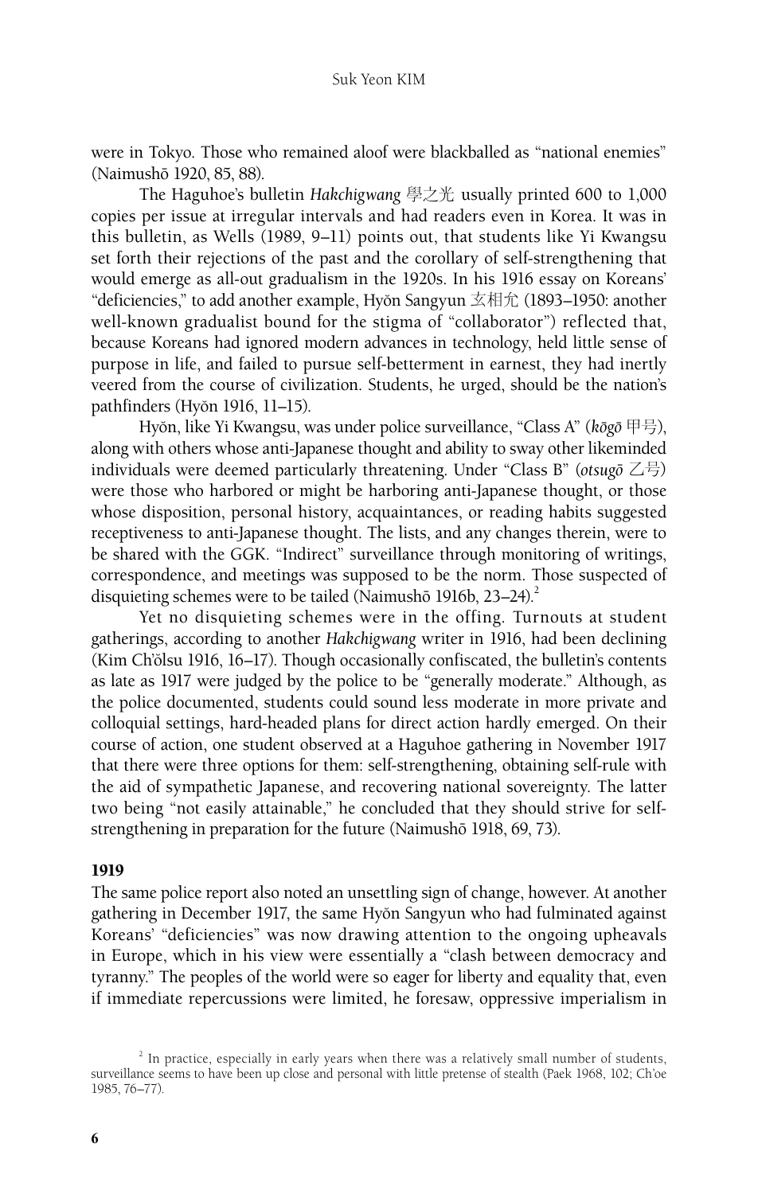were in Tokyo. Those who remained aloof were blackballed as "national enemies" (Naimushō 1920, 85, 88).

The Haguhoe's bulletin *Hakchigwang* 學之光 usually printed 600 to 1,000 copies per issue at irregular intervals and had readers even in Korea. It was in this bulletin, as Wells (1989, 9–11) points out, that students like Yi Kwangsu set forth their rejections of the past and the corollary of self-strengthening that would emerge as all-out gradualism in the 1920s. In his 1916 essay on Koreans' "deficiencies," to add another example, Hyŏn Sangyun 玄相允 (1893–1950: another well-known gradualist bound for the stigma of "collaborator") reflected that, because Koreans had ignored modern advances in technology, held little sense of purpose in life, and failed to pursue self-betterment in earnest, they had inertly veered from the course of civilization. Students, he urged, should be the nation's pathfinders (Hyŏn 1916, 11–15).

Hyŏn, like Yi Kwangsu, was under police surveillance, "Class A" (*kōgō* 甲号), along with others whose anti-Japanese thought and ability to sway other likeminded individuals were deemed particularly threatening. Under "Class B" (*otsugō* 乙号) were those who harbored or might be harboring anti-Japanese thought, or those whose disposition, personal history, acquaintances, or reading habits suggested receptiveness to anti-Japanese thought. The lists, and any changes therein, were to be shared with the GGK. "Indirect" surveillance through monitoring of writings, correspondence, and meetings was supposed to be the norm. Those suspected of disquieting schemes were to be tailed (Naimushō 1916b, 23–24).[2]

Yet no disquieting schemes were in the offing. Turnouts at student gatherings, according to another *Hakchigwang* writer in 1916, had been declining (Kim Ch'ŏlsu 1916, 16–17). Though occasionally confiscated, the bulletin's contents as late as 1917 were judged by the police to be "generally moderate." Although, as the police documented, students could sound less moderate in more private and colloquial settings, hard-headed plans for direct action hardly emerged. On their course of action, one student observed at a Haguhoe gathering in November 1917 that there were three options for them: self-strengthening, obtaining self-rule with the aid of sympathetic Japanese, and recovering national sovereignty. The latter two being "not easily attainable," he concluded that they should strive for self-strengthening in preparation for the future (Naimushō 1918, 69, 73).

## 1919

The same police report also noted an unsettling sign of change, however. At another gathering in December 1917, the same Hyŏn Sangyun who had fulminated against Koreans' "deficiencies" was now drawing attention to the ongoing upheavals in Europe, which in his view were essentially a "clash between democracy and tyranny." The peoples of the world were so eager for liberty and equality that, even if immediate repercussions were limited, he foresaw, oppressive imperialism in

[2] In practice, especially in early years when there was a relatively small number of students, surveillance seems to have been up close and personal with little pretense of stealth (Paek 1968, 102; Ch'oe 1985, 76–77).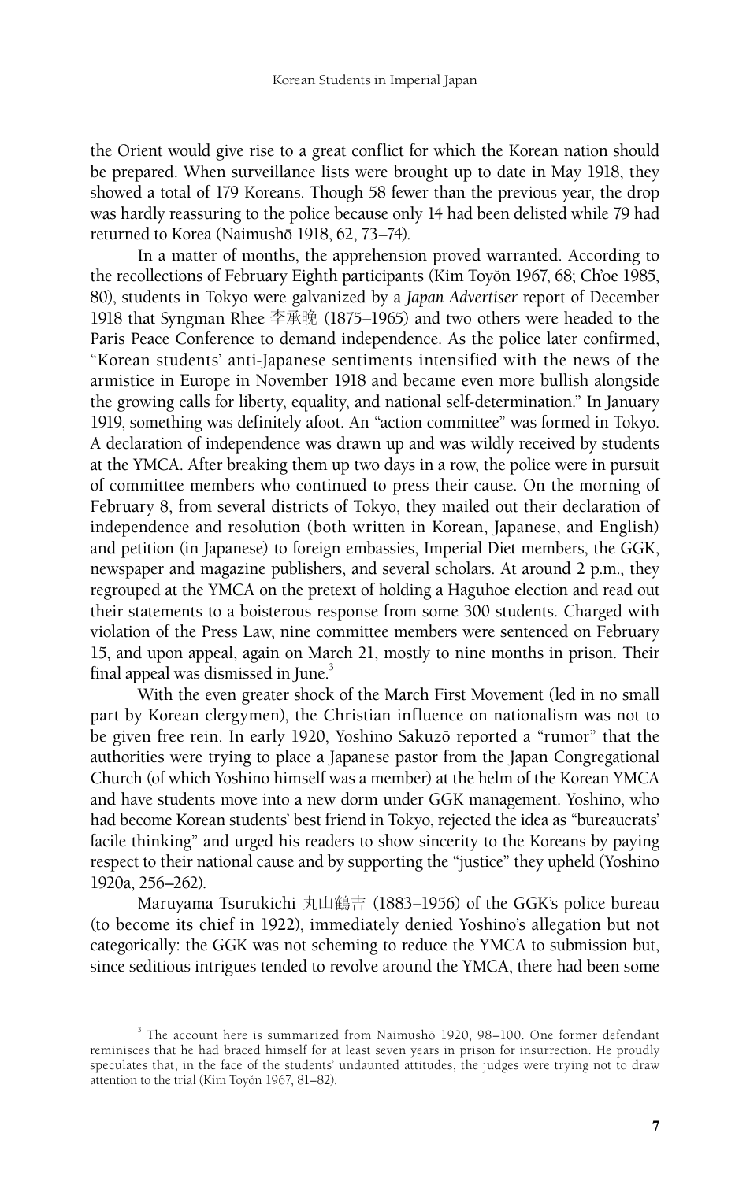the Orient would give rise to a great conflict for which the Korean nation should be prepared. When surveillance lists were brought up to date in May 1918, they showed a total of 179 Koreans. Though 58 fewer than the previous year, the drop was hardly reassuring to the police because only 14 had been delisted while 79 had returned to Korea (Naimushō 1918, 62, 73–74).

In a matter of months, the apprehension proved warranted. According to the recollections of February Eighth participants (Kim Toyŏn 1967, 68; Ch'oe 1985, 80), students in Tokyo were galvanized by a *Japan Advertiser* report of December 1918 that Syngman Rhee 李承晩 (1875–1965) and two others were headed to the Paris Peace Conference to demand independence. As the police later confirmed, "Korean students' anti-Japanese sentiments intensified with the news of the armistice in Europe in November 1918 and became even more bullish alongside the growing calls for liberty, equality, and national self-determination." In January 1919, something was definitely afoot. An "action committee" was formed in Tokyo. A declaration of independence was drawn up and was wildly received by students at the YMCA. After breaking them up two days in a row, the police were in pursuit of committee members who continued to press their cause. On the morning of February 8, from several districts of Tokyo, they mailed out their declaration of independence and resolution (both written in Korean, Japanese, and English) and petition (in Japanese) to foreign embassies, Imperial Diet members, the GGK, newspaper and magazine publishers, and several scholars. At around 2 p.m., they regrouped at the YMCA on the pretext of holding a Haguhoe election and read out their statements to a boisterous response from some 300 students. Charged with violation of the Press Law, nine committee members were sentenced on February 15, and upon appeal, again on March 21, mostly to nine months in prison. Their final appeal was dismissed in June.[3]

With the even greater shock of the March First Movement (led in no small part by Korean clergymen), the Christian influence on nationalism was not to be given free rein. In early 1920, Yoshino Sakuzō reported a "rumor" that the authorities were trying to place a Japanese pastor from the Japan Congregational Church (of which Yoshino himself was a member) at the helm of the Korean YMCA and have students move into a new dorm under GGK management. Yoshino, who had become Korean students' best friend in Tokyo, rejected the idea as "bureaucrats' facile thinking" and urged his readers to show sincerity to the Koreans by paying respect to their national cause and by supporting the "justice" they upheld (Yoshino 1920a, 256–262).

Maruyama Tsurukichi 丸山鶴吉 (1883–1956) of the GGK's police bureau (to become its chief in 1922), immediately denied Yoshino's allegation but not categorically: the GGK was not scheming to reduce the YMCA to submission but, since seditious intrigues tended to revolve around the YMCA, there had been some

[3] The account here is summarized from Naimushō 1920, 98–100. One former defendant reminisces that he had braced himself for at least seven years in prison for insurrection. He proudly speculates that, in the face of the students' undaunted attitudes, the judges were trying not to draw attention to the trial (Kim Toyŏn 1967, 81–82).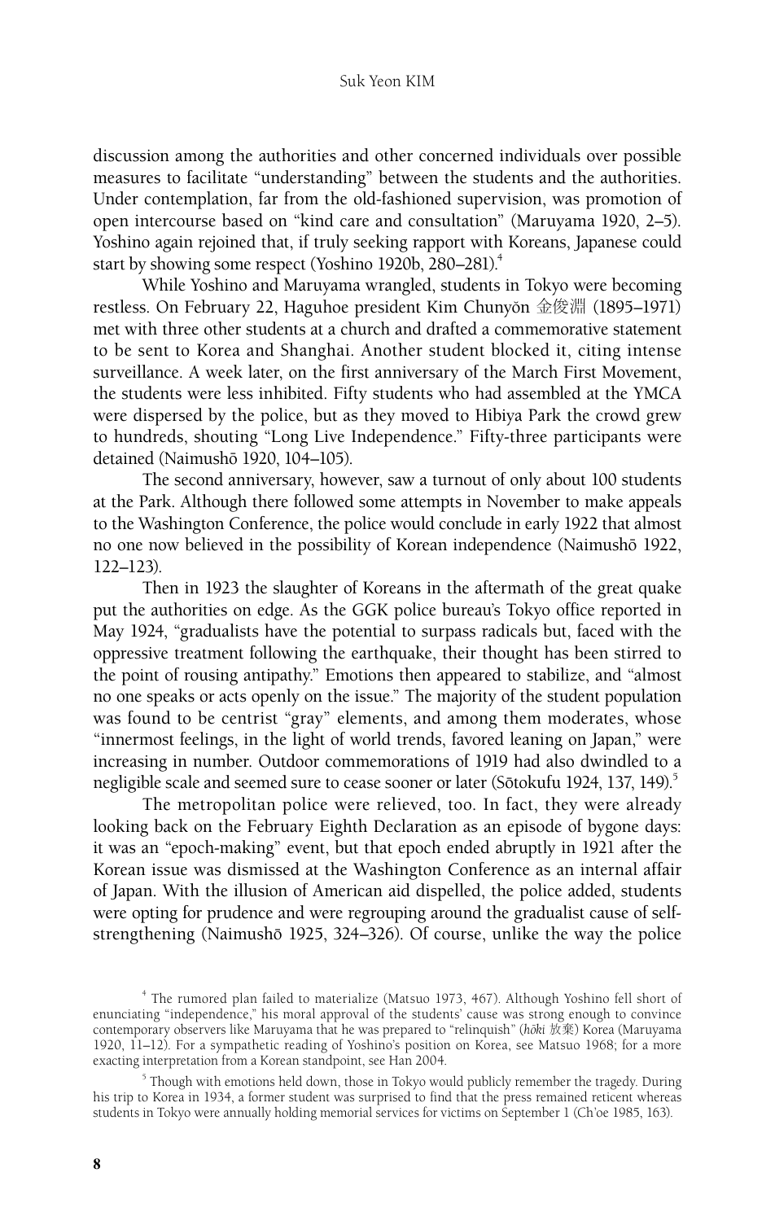discussion among the authorities and other concerned individuals over possible measures to facilitate "understanding" between the students and the authorities. Under contemplation, far from the old-fashioned supervision, was promotion of open intercourse based on "kind care and consultation" (Maruyama 1920, 2–5). Yoshino again rejoined that, if truly seeking rapport with Koreans, Japanese could start by showing some respect (Yoshino 1920b, 280–281).[4]

While Yoshino and Maruyama wrangled, students in Tokyo were becoming restless. On February 22, Haguhoe president Kim Chunyŏn 金俊淵 (1895–1971) met with three other students at a church and drafted a commemorative statement to be sent to Korea and Shanghai. Another student blocked it, citing intense surveillance. A week later, on the first anniversary of the March First Movement, the students were less inhibited. Fifty students who had assembled at the YMCA were dispersed by the police, but as they moved to Hibiya Park the crowd grew to hundreds, shouting "Long Live Independence." Fifty-three participants were detained (Naimushō 1920, 104–105).

The second anniversary, however, saw a turnout of only about 100 students at the Park. Although there followed some attempts in November to make appeals to the Washington Conference, the police would conclude in early 1922 that almost no one now believed in the possibility of Korean independence (Naimushō 1922, 122–123).

Then in 1923 the slaughter of Koreans in the aftermath of the great quake put the authorities on edge. As the GGK police bureau's Tokyo office reported in May 1924, "gradualists have the potential to surpass radicals but, faced with the oppressive treatment following the earthquake, their thought has been stirred to the point of rousing antipathy." Emotions then appeared to stabilize, and "almost no one speaks or acts openly on the issue." The majority of the student population was found to be centrist "gray" elements, and among them moderates, whose "innermost feelings, in the light of world trends, favored leaning on Japan," were increasing in number. Outdoor commemorations of 1919 had also dwindled to a negligible scale and seemed sure to cease sooner or later (Sōtokufu 1924, 137, 149).[5]

The metropolitan police were relieved, too. In fact, they were already looking back on the February Eighth Declaration as an episode of bygone days: it was an "epoch-making" event, but that epoch ended abruptly in 1921 after the Korean issue was dismissed at the Washington Conference as an internal affair of Japan. With the illusion of American aid dispelled, the police added, students were opting for prudence and were regrouping around the gradualist cause of self-strengthening (Naimushō 1925, 324–326). Of course, unlike the way the police

---

[4] The rumored plan failed to materialize (Matsuo 1973, 467). Although Yoshino fell short of enunciating "independence," his moral approval of the students' cause was strong enough to convince contemporary observers like Maruyama that he was prepared to "relinquish" (*hōki* 放棄) Korea (Maruyama 1920, 11–12). For a sympathetic reading of Yoshino's position on Korea, see Matsuo 1968; for a more exacting interpretation from a Korean standpoint, see Han 2004.

[5] Though with emotions held down, those in Tokyo would publicly remember the tragedy. During his trip to Korea in 1934, a former student was surprised to find that the press remained reticent whereas students in Tokyo were annually holding memorial services for victims on September 1 (Ch'oe 1985, 163).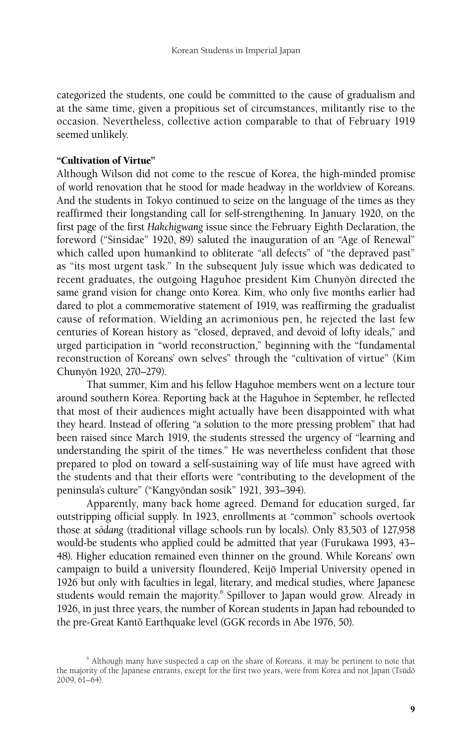categorized the students, one could be committed to the cause of gradualism and at the same time, given a propitious set of circumstances, militantly rise to the occasion. Nevertheless, collective action comparable to that of February 1919 seemed unlikely.

### "Cultivation of Virtue"

Although Wilson did not come to the rescue of Korea, the high-minded promise of world renovation that he stood for made headway in the worldview of Koreans. And the students in Tokyo continued to seize on the language of the times as they reaffirmed their longstanding call for self-strengthening. In January 1920, on the first page of the first *Hakchigwang* issue since the February Eighth Declaration, the foreword ("Sinsidae" 1920, 89) saluted the inauguration of an "Age of Renewal" which called upon humankind to obliterate "all defects" of "the depraved past" as "its most urgent task." In the subsequent July issue which was dedicated to recent graduates, the outgoing Haguhoe president Kim Chunyŏn directed the same grand vision for change onto Korea. Kim, who only five months earlier had dared to plot a commemorative statement of 1919, was reaffirming the gradualist cause of reformation. Wielding an acrimonious pen, he rejected the last few centuries of Korean history as "closed, depraved, and devoid of lofty ideals," and urged participation in "world reconstruction," beginning with the "fundamental reconstruction of Koreans' own selves" through the "cultivation of virtue" (Kim Chunyŏn 1920, 270–279).

That summer, Kim and his fellow Haguhoe members went on a lecture tour around southern Korea. Reporting back at the Haguhoe in September, he reflected that most of their audiences might actually have been disappointed with what they heard. Instead of offering "a solution to the more pressing problem" that had been raised since March 1919, the students stressed the urgency of "learning and understanding the spirit of the times." He was nevertheless confident that those prepared to plod on toward a self-sustaining way of life must have agreed with the students and that their efforts were "contributing to the development of the peninsula's culture" ("Kangyŏndan sosik" 1921, 393–394).

Apparently, many back home agreed. Demand for education surged, far outstripping official supply. In 1923, enrollments at "common" schools overtook those at *sŏdang* (traditional village schools run by locals). Only 83,503 of 127,958 would-be students who applied could be admitted that year (Furukawa 1993, 43–48). Higher education remained even thinner on the ground. While Koreans' own campaign to build a university floundered, Keijō Imperial University opened in 1926 but only with faculties in legal, literary, and medical studies, where Japanese students would remain the majority.[6] Spillover to Japan would grow. Already in 1926, in just three years, the number of Korean students in Japan had rebounded to the pre-Great Kantō Earthquake level (GGK records in Abe 1976, 50).

[6] Although many have suspected a cap on the share of Koreans, it may be pertinent to note that the majority of the Japanese entrants, except for the first two years, were from Korea and not Japan (Tsūdō 2009, 61–64).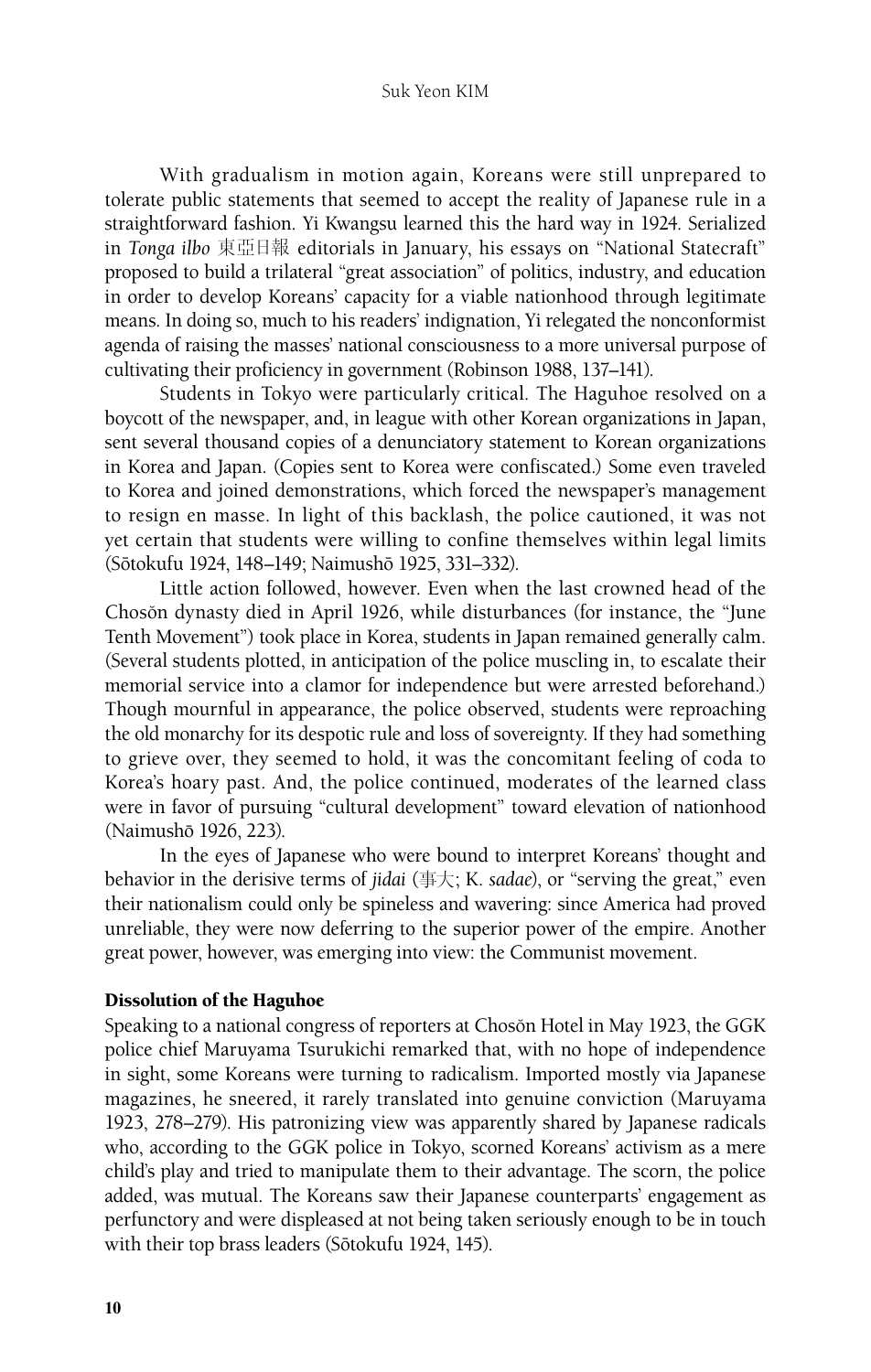With gradualism in motion again, Koreans were still unprepared to tolerate public statements that seemed to accept the reality of Japanese rule in a straightforward fashion. Yi Kwangsu learned this the hard way in 1924. Serialized in *Tonga ilbo* 東亞日報 editorials in January, his essays on "National Statecraft" proposed to build a trilateral "great association" of politics, industry, and education in order to develop Koreans' capacity for a viable nationhood through legitimate means. In doing so, much to his readers' indignation, Yi relegated the nonconformist agenda of raising the masses' national consciousness to a more universal purpose of cultivating their proficiency in government (Robinson 1988, 137–141).

Students in Tokyo were particularly critical. The Haguhoe resolved on a boycott of the newspaper, and, in league with other Korean organizations in Japan, sent several thousand copies of a denunciatory statement to Korean organizations in Korea and Japan. (Copies sent to Korea were confiscated.) Some even traveled to Korea and joined demonstrations, which forced the newspaper's management to resign en masse. In light of this backlash, the police cautioned, it was not yet certain that students were willing to confine themselves within legal limits (Sōtokufu 1924, 148–149; Naimushō 1925, 331–332).

Little action followed, however. Even when the last crowned head of the Chosŏn dynasty died in April 1926, while disturbances (for instance, the "June Tenth Movement") took place in Korea, students in Japan remained generally calm. (Several students plotted, in anticipation of the police muscling in, to escalate their memorial service into a clamor for independence but were arrested beforehand.) Though mournful in appearance, the police observed, students were reproaching the old monarchy for its despotic rule and loss of sovereignty. If they had something to grieve over, they seemed to hold, it was the concomitant feeling of coda to Korea's hoary past. And, the police continued, moderates of the learned class were in favor of pursuing "cultural development" toward elevation of nationhood (Naimushō 1926, 223).

In the eyes of Japanese who were bound to interpret Koreans' thought and behavior in the derisive terms of *jidai* (事大; K. *sadae*), or "serving the great," even their nationalism could only be spineless and wavering: since America had proved unreliable, they were now deferring to the superior power of the empire. Another great power, however, was emerging into view: the Communist movement.

## Dissolution of the Haguhoe

Speaking to a national congress of reporters at Chosŏn Hotel in May 1923, the GGK police chief Maruyama Tsurukichi remarked that, with no hope of independence in sight, some Koreans were turning to radicalism. Imported mostly via Japanese magazines, he sneered, it rarely translated into genuine conviction (Maruyama 1923, 278–279). His patronizing view was apparently shared by Japanese radicals who, according to the GGK police in Tokyo, scorned Koreans' activism as a mere child's play and tried to manipulate them to their advantage. The scorn, the police added, was mutual. The Koreans saw their Japanese counterparts' engagement as perfunctory and were displeased at not being taken seriously enough to be in touch with their top brass leaders (Sōtokufu 1924, 145).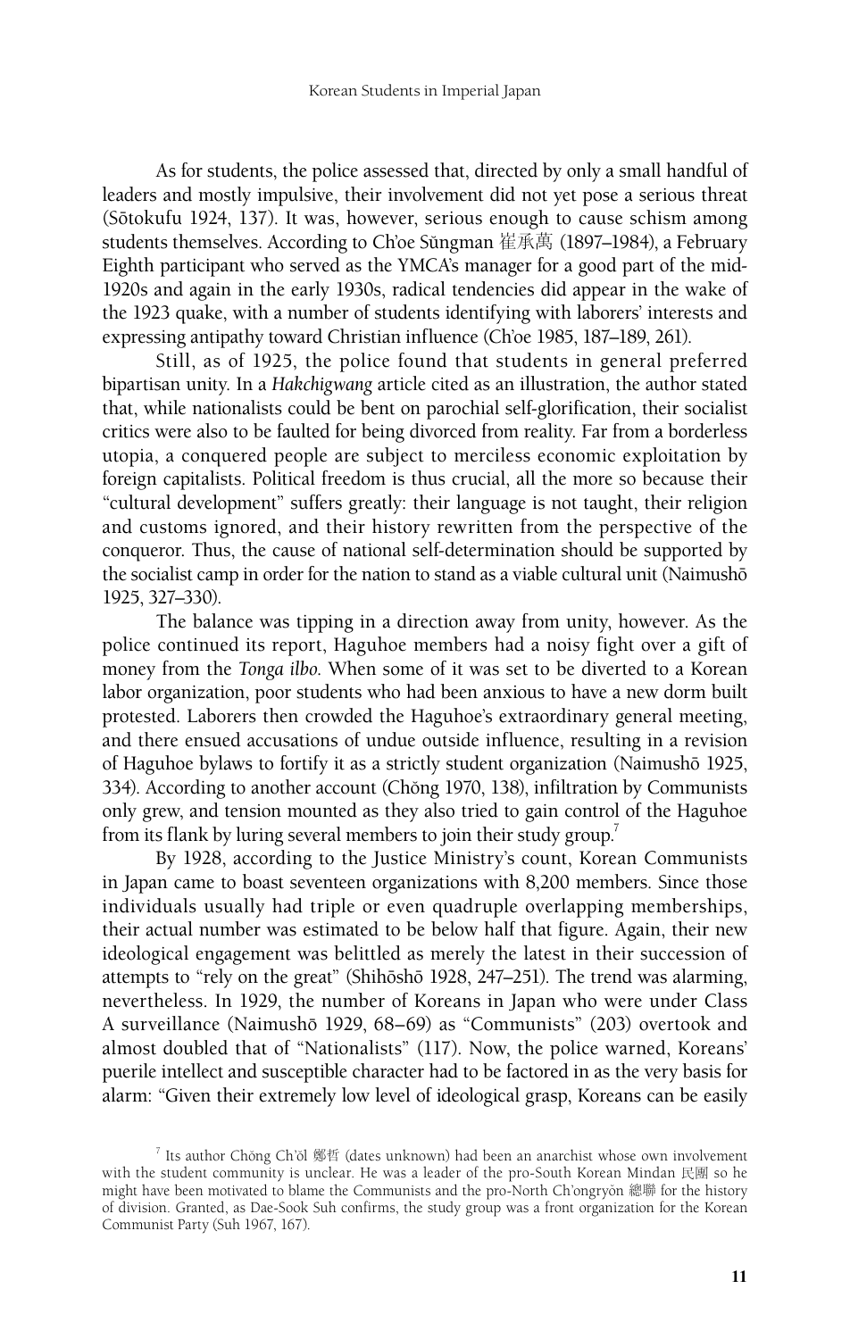As for students, the police assessed that, directed by only a small handful of leaders and mostly impulsive, their involvement did not yet pose a serious threat (Sōtokufu 1924, 137). It was, however, serious enough to cause schism among students themselves. According to Ch'oe Sŭngman 崔承萬 (1897–1984), a February Eighth participant who served as the YMCA's manager for a good part of the mid-1920s and again in the early 1930s, radical tendencies did appear in the wake of the 1923 quake, with a number of students identifying with laborers' interests and expressing antipathy toward Christian influence (Ch'oe 1985, 187–189, 261).

Still, as of 1925, the police found that students in general preferred bipartisan unity. In a *Hakchigwang* article cited as an illustration, the author stated that, while nationalists could be bent on parochial self-glorification, their socialist critics were also to be faulted for being divorced from reality. Far from a borderless utopia, a conquered people are subject to merciless economic exploitation by foreign capitalists. Political freedom is thus crucial, all the more so because their "cultural development" suffers greatly: their language is not taught, their religion and customs ignored, and their history rewritten from the perspective of the conqueror. Thus, the cause of national self-determination should be supported by the socialist camp in order for the nation to stand as a viable cultural unit (Naimushō 1925, 327–330).

The balance was tipping in a direction away from unity, however. As the police continued its report, Haguhoe members had a noisy fight over a gift of money from the *Tonga ilbo*. When some of it was set to be diverted to a Korean labor organization, poor students who had been anxious to have a new dorm built protested. Laborers then crowded the Haguhoe's extraordinary general meeting, and there ensued accusations of undue outside influence, resulting in a revision of Haguhoe bylaws to fortify it as a strictly student organization (Naimushō 1925, 334). According to another account (Chŏng 1970, 138), infiltration by Communists only grew, and tension mounted as they also tried to gain control of the Haguhoe from its flank by luring several members to join their study group.[7]

By 1928, according to the Justice Ministry's count, Korean Communists in Japan came to boast seventeen organizations with 8,200 members. Since those individuals usually had triple or even quadruple overlapping memberships, their actual number was estimated to be below half that figure. Again, their new ideological engagement was belittled as merely the latest in their succession of attempts to "rely on the great" (Shihōshō 1928, 247–251). The trend was alarming, nevertheless. In 1929, the number of Koreans in Japan who were under Class A surveillance (Naimushō 1929, 68–69) as "Communists" (203) overtook and almost doubled that of "Nationalists" (117). Now, the police warned, Koreans' puerile intellect and susceptible character had to be factored in as the very basis for alarm: "Given their extremely low level of ideological grasp, Koreans can be easily

[7] Its author Chŏng Ch'ŏl 鄭哲 (dates unknown) had been an anarchist whose own involvement with the student community is unclear. He was a leader of the pro-South Korean Mindan 民團 so he might have been motivated to blame the Communists and the pro-North Ch'ongryŏn 總聯 for the history of division. Granted, as Dae-Sook Suh confirms, the study group was a front organization for the Korean Communist Party (Suh 1967, 167).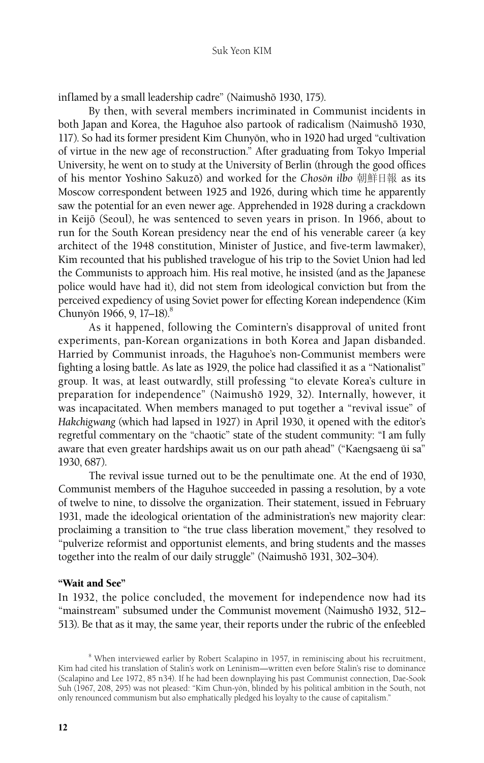inflamed by a small leadership cadre" (Naimushō 1930, 175).

By then, with several members incriminated in Communist incidents in both Japan and Korea, the Haguhoe also partook of radicalism (Naimushō 1930, 117). So had its former president Kim Chunyŏn, who in 1920 had urged "cultivation of virtue in the new age of reconstruction." After graduating from Tokyo Imperial University, he went on to study at the University of Berlin (through the good offices of his mentor Yoshino Sakuzō) and worked for the *Chosŏn ilbo* 朝鮮日報 as its Moscow correspondent between 1925 and 1926, during which time he apparently saw the potential for an even newer age. Apprehended in 1928 during a crackdown in Keijō (Seoul), he was sentenced to seven years in prison. In 1966, about to run for the South Korean presidency near the end of his venerable career (a key architect of the 1948 constitution, Minister of Justice, and five-term lawmaker), Kim recounted that his published travelogue of his trip to the Soviet Union had led the Communists to approach him. His real motive, he insisted (and as the Japanese police would have had it), did not stem from ideological conviction but from the perceived expediency of using Soviet power for effecting Korean independence (Kim Chunyŏn 1966, 9, 17–18).[8]

As it happened, following the Comintern's disapproval of united front experiments, pan-Korean organizations in both Korea and Japan disbanded. Harried by Communist inroads, the Haguhoe's non-Communist members were fighting a losing battle. As late as 1929, the police had classified it as a "Nationalist" group. It was, at least outwardly, still professing "to elevate Korea's culture in preparation for independence" (Naimushō 1929, 32). Internally, however, it was incapacitated. When members managed to put together a "revival issue" of *Hakchigwang* (which had lapsed in 1927) in April 1930, it opened with the editor's regretful commentary on the "chaotic" state of the student community: "I am fully aware that even greater hardships await us on our path ahead" ("Kaengsaeng ŭi sa" 1930, 687).

The revival issue turned out to be the penultimate one. At the end of 1930, Communist members of the Haguhoe succeeded in passing a resolution, by a vote of twelve to nine, to dissolve the organization. Their statement, issued in February 1931, made the ideological orientation of the administration's new majority clear: proclaiming a transition to "the true class liberation movement," they resolved to "pulverize reformist and opportunist elements, and bring students and the masses together into the realm of our daily struggle" (Naimushō 1931, 302–304).

### "Wait and See"

In 1932, the police concluded, the movement for independence now had its "mainstream" subsumed under the Communist movement (Naimushō 1932, 512–513). Be that as it may, the same year, their reports under the rubric of the enfeebled

[8] When interviewed earlier by Robert Scalapino in 1957, in reminiscing about his recruitment, Kim had cited his translation of Stalin's work on Leninism—written even before Stalin's rise to dominance (Scalapino and Lee 1972, 85 n34). If he had been downplaying his past Communist connection, Dae-Sook Suh (1967, 208, 295) was not pleased: "Kim Chun-yŏn, blinded by his political ambition in the South, not only renounced communism but also emphatically pledged his loyalty to the cause of capitalism."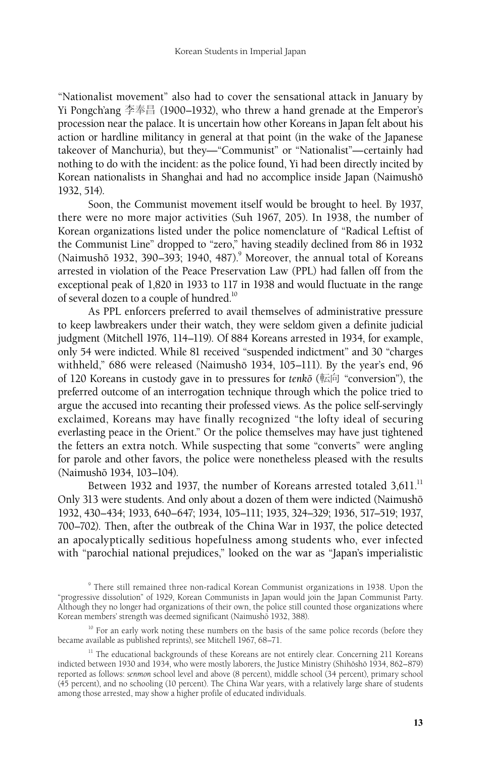"Nationalist movement" also had to cover the sensational attack in January by Yi Pongch'ang 李奉昌 (1900–1932), who threw a hand grenade at the Emperor's procession near the palace. It is uncertain how other Koreans in Japan felt about his action or hardline militancy in general at that point (in the wake of the Japanese takeover of Manchuria), but they—"Communist" or "Nationalist"—certainly had nothing to do with the incident: as the police found, Yi had been directly incited by Korean nationalists in Shanghai and had no accomplice inside Japan (Naimushō 1932, 514).

Soon, the Communist movement itself would be brought to heel. By 1937, there were no more major activities (Suh 1967, 205). In 1938, the number of Korean organizations listed under the police nomenclature of "Radical Leftist of the Communist Line" dropped to "zero," having steadily declined from 86 in 1932 (Naimushō 1932, 390–393; 1940, 487).[9] Moreover, the annual total of Koreans arrested in violation of the Peace Preservation Law (PPL) had fallen off from the exceptional peak of 1,820 in 1933 to 117 in 1938 and would fluctuate in the range of several dozen to a couple of hundred.[10]

As PPL enforcers preferred to avail themselves of administrative pressure to keep lawbreakers under their watch, they were seldom given a definite judicial judgment (Mitchell 1976, 114–119). Of 884 Koreans arrested in 1934, for example, only 54 were indicted. While 81 received "suspended indictment" and 30 "charges withheld," 686 were released (Naimushō 1934, 105–111). By the year's end, 96 of 120 Koreans in custody gave in to pressures for *tenkō* (転向 "conversion"), the preferred outcome of an interrogation technique through which the police tried to argue the accused into recanting their professed views. As the police self-servingly exclaimed, Koreans may have finally recognized "the lofty ideal of securing everlasting peace in the Orient." Or the police themselves may have just tightened the fetters an extra notch. While suspecting that some "converts" were angling for parole and other favors, the police were nonetheless pleased with the results (Naimushō 1934, 103–104).

Between 1932 and 1937, the number of Koreans arrested totaled 3,611.[11] Only 313 were students. And only about a dozen of them were indicted (Naimushō 1932, 430–434; 1933, 640–647; 1934, 105–111; 1935, 324–329; 1936, 517–519; 1937, 700–702). Then, after the outbreak of the China War in 1937, the police detected an apocalyptically seditious hopefulness among students who, ever infected with "parochial national prejudices," looked on the war as "Japan's imperialistic

---

[9] There still remained three non-radical Korean Communist organizations in 1938. Upon the "progressive dissolution" of 1929, Korean Communists in Japan would join the Japan Communist Party. Although they no longer had organizations of their own, the police still counted those organizations where Korean members' strength was deemed significant (Naimushō 1932, 388).

[10] For an early work noting these numbers on the basis of the same police records (before they became available as published reprints), see Mitchell 1967, 68–71.

[11] The educational backgrounds of these Koreans are not entirely clear. Concerning 211 Koreans indicted between 1930 and 1934, who were mostly laborers, the Justice Ministry (Shihōshō 1934, 862–879) reported as follows: *senmon* school level and above (8 percent), middle school (34 percent), primary school (45 percent), and no schooling (10 percent). The China War years, with a relatively large share of students among those arrested, may show a higher profile of educated individuals.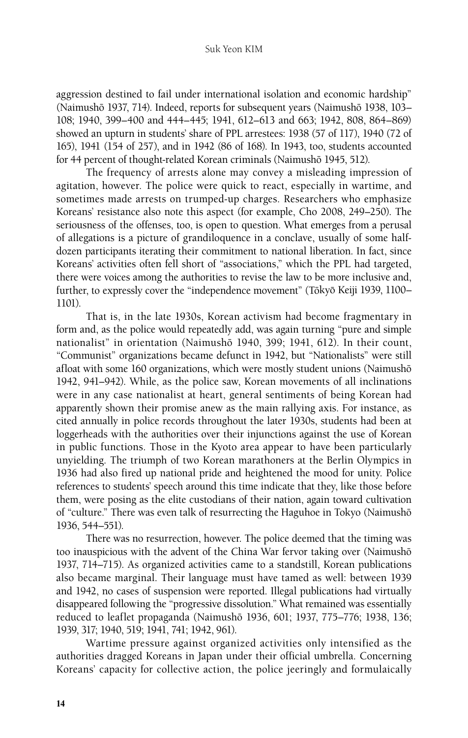aggression destined to fail under international isolation and economic hardship" (Naimushō 1937, 714). Indeed, reports for subsequent years (Naimushō 1938, 103–108; 1940, 399–400 and 444–445; 1941, 612–613 and 663; 1942, 808, 864–869) showed an upturn in students' share of PPL arrestees: 1938 (57 of 117), 1940 (72 of 165), 1941 (154 of 257), and in 1942 (86 of 168). In 1943, too, students accounted for 44 percent of thought-related Korean criminals (Naimushō 1945, 512).

The frequency of arrests alone may convey a misleading impression of agitation, however. The police were quick to react, especially in wartime, and sometimes made arrests on trumped-up charges. Researchers who emphasize Koreans' resistance also note this aspect (for example, Cho 2008, 249–250). The seriousness of the offenses, too, is open to question. What emerges from a perusal of allegations is a picture of grandiloquence in a conclave, usually of some half-dozen participants iterating their commitment to national liberation. In fact, since Koreans' activities often fell short of "associations," which the PPL had targeted, there were voices among the authorities to revise the law to be more inclusive and, further, to expressly cover the "independence movement" (Tōkyō Keiji 1939, 1100–1101).

That is, in the late 1930s, Korean activism had become fragmentary in form and, as the police would repeatedly add, was again turning "pure and simple nationalist" in orientation (Naimushō 1940, 399; 1941, 612). In their count, "Communist" organizations became defunct in 1942, but "Nationalists" were still afloat with some 160 organizations, which were mostly student unions (Naimushō 1942, 941–942). While, as the police saw, Korean movements of all inclinations were in any case nationalist at heart, general sentiments of being Korean had apparently shown their promise anew as the main rallying axis. For instance, as cited annually in police records throughout the later 1930s, students had been at loggerheads with the authorities over their injunctions against the use of Korean in public functions. Those in the Kyoto area appear to have been particularly unyielding. The triumph of two Korean marathoners at the Berlin Olympics in 1936 had also fired up national pride and heightened the mood for unity. Police references to students' speech around this time indicate that they, like those before them, were posing as the elite custodians of their nation, again toward cultivation of "culture." There was even talk of resurrecting the Haguhoe in Tokyo (Naimushō 1936, 544–551).

There was no resurrection, however. The police deemed that the timing was too inauspicious with the advent of the China War fervor taking over (Naimushō 1937, 714–715). As organized activities came to a standstill, Korean publications also became marginal. Their language must have tamed as well: between 1939 and 1942, no cases of suspension were reported. Illegal publications had virtually disappeared following the "progressive dissolution." What remained was essentially reduced to leaflet propaganda (Naimushō 1936, 601; 1937, 775–776; 1938, 136; 1939, 317; 1940, 519; 1941, 741; 1942, 961).

Wartime pressure against organized activities only intensified as the authorities dragged Koreans in Japan under their official umbrella. Concerning Koreans' capacity for collective action, the police jeeringly and formulaically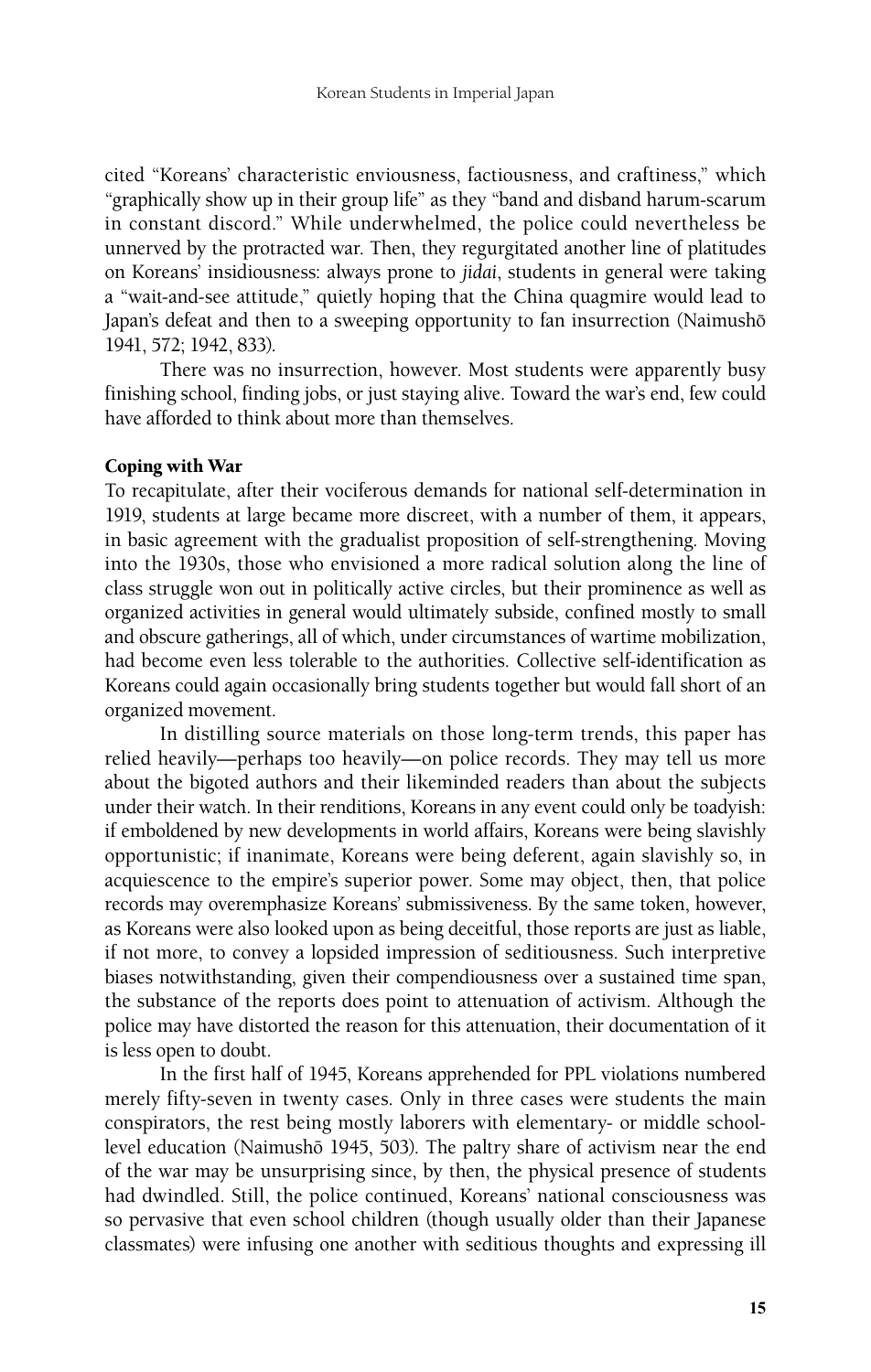cited "Koreans' characteristic enviousness, factiousness, and craftiness," which "graphically show up in their group life" as they "band and disband harum-scarum in constant discord." While underwhelmed, the police could nevertheless be unnerved by the protracted war. Then, they regurgitated another line of platitudes on Koreans' insidiousness: always prone to *jidai*, students in general were taking a "wait-and-see attitude," quietly hoping that the China quagmire would lead to Japan's defeat and then to a sweeping opportunity to fan insurrection (Naimushō 1941, 572; 1942, 833).

There was no insurrection, however. Most students were apparently busy finishing school, finding jobs, or just staying alive. Toward the war's end, few could have afforded to think about more than themselves.

### Coping with War

To recapitulate, after their vociferous demands for national self-determination in 1919, students at large became more discreet, with a number of them, it appears, in basic agreement with the gradualist proposition of self-strengthening. Moving into the 1930s, those who envisioned a more radical solution along the line of class struggle won out in politically active circles, but their prominence as well as organized activities in general would ultimately subside, confined mostly to small and obscure gatherings, all of which, under circumstances of wartime mobilization, had become even less tolerable to the authorities. Collective self-identification as Koreans could again occasionally bring students together but would fall short of an organized movement.

In distilling source materials on those long-term trends, this paper has relied heavily—perhaps too heavily—on police records. They may tell us more about the bigoted authors and their likeminded readers than about the subjects under their watch. In their renditions, Koreans in any event could only be toadyish: if emboldened by new developments in world affairs, Koreans were being slavishly opportunistic; if inanimate, Koreans were being deferent, again slavishly so, in acquiescence to the empire's superior power. Some may object, then, that police records may overemphasize Koreans' submissiveness. By the same token, however, as Koreans were also looked upon as being deceitful, those reports are just as liable, if not more, to convey a lopsided impression of seditiousness. Such interpretive biases notwithstanding, given their compendiousness over a sustained time span, the substance of the reports does point to attenuation of activism. Although the police may have distorted the reason for this attenuation, their documentation of it is less open to doubt.

In the first half of 1945, Koreans apprehended for PPL violations numbered merely fifty-seven in twenty cases. Only in three cases were students the main conspirators, the rest being mostly laborers with elementary- or middle school-level education (Naimushō 1945, 503). The paltry share of activism near the end of the war may be unsurprising since, by then, the physical presence of students had dwindled. Still, the police continued, Koreans' national consciousness was so pervasive that even school children (though usually older than their Japanese classmates) were infusing one another with seditious thoughts and expressing ill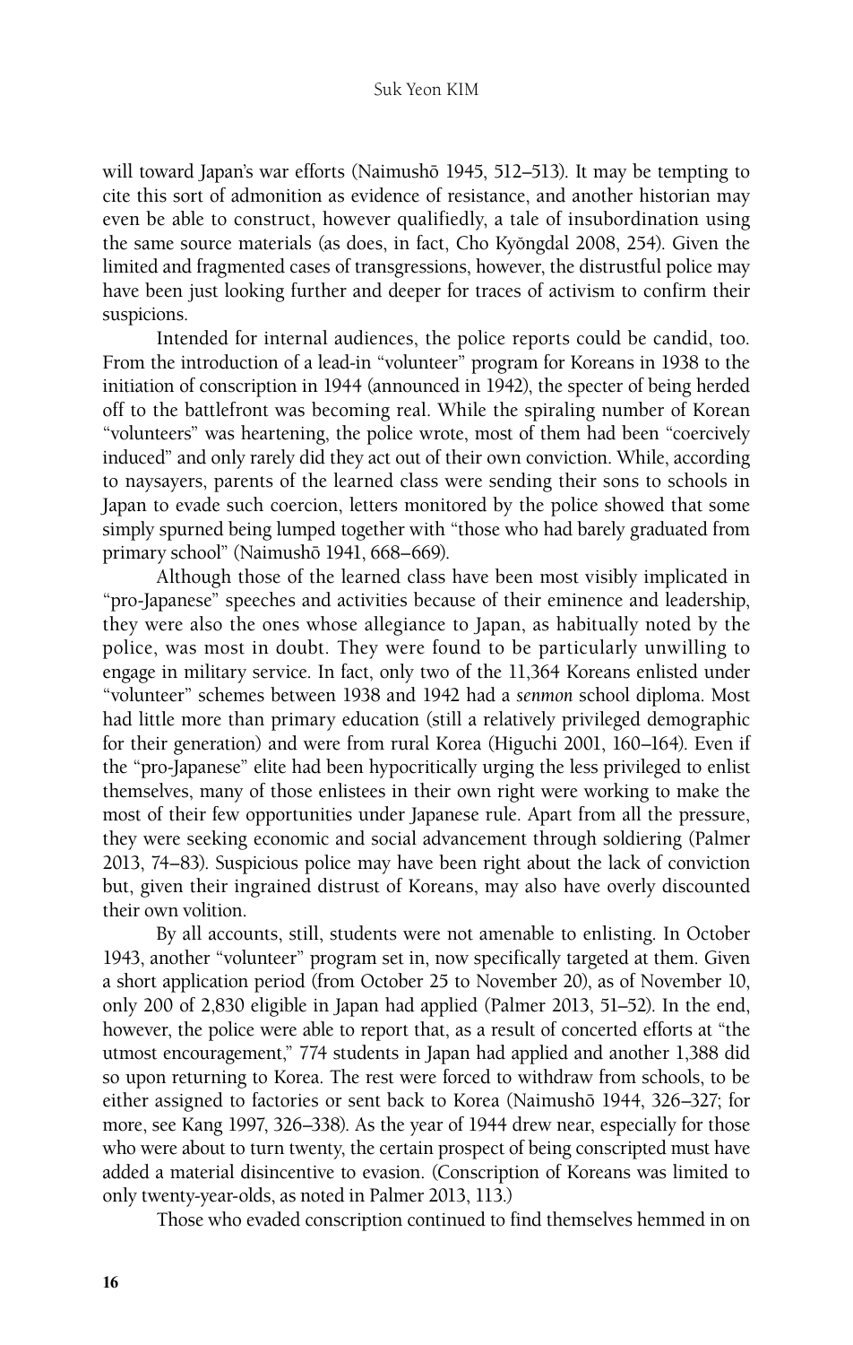will toward Japan's war efforts (Naimushō 1945, 512–513). It may be tempting to cite this sort of admonition as evidence of resistance, and another historian may even be able to construct, however qualifiedly, a tale of insubordination using the same source materials (as does, in fact, Cho Kyŏngdal 2008, 254). Given the limited and fragmented cases of transgressions, however, the distrustful police may have been just looking further and deeper for traces of activism to confirm their suspicions.

Intended for internal audiences, the police reports could be candid, too. From the introduction of a lead-in "volunteer" program for Koreans in 1938 to the initiation of conscription in 1944 (announced in 1942), the specter of being herded off to the battlefront was becoming real. While the spiraling number of Korean "volunteers" was heartening, the police wrote, most of them had been "coercively induced" and only rarely did they act out of their own conviction. While, according to naysayers, parents of the learned class were sending their sons to schools in Japan to evade such coercion, letters monitored by the police showed that some simply spurned being lumped together with "those who had barely graduated from primary school" (Naimushō 1941, 668–669).

Although those of the learned class have been most visibly implicated in "pro-Japanese" speeches and activities because of their eminence and leadership, they were also the ones whose allegiance to Japan, as habitually noted by the police, was most in doubt. They were found to be particularly unwilling to engage in military service. In fact, only two of the 11,364 Koreans enlisted under "volunteer" schemes between 1938 and 1942 had a *senmon* school diploma. Most had little more than primary education (still a relatively privileged demographic for their generation) and were from rural Korea (Higuchi 2001, 160–164). Even if the "pro-Japanese" elite had been hypocritically urging the less privileged to enlist themselves, many of those enlistees in their own right were working to make the most of their few opportunities under Japanese rule. Apart from all the pressure, they were seeking economic and social advancement through soldiering (Palmer 2013, 74–83). Suspicious police may have been right about the lack of conviction but, given their ingrained distrust of Koreans, may also have overly discounted their own volition.

By all accounts, still, students were not amenable to enlisting. In October 1943, another "volunteer" program set in, now specifically targeted at them. Given a short application period (from October 25 to November 20), as of November 10, only 200 of 2,830 eligible in Japan had applied (Palmer 2013, 51–52). In the end, however, the police were able to report that, as a result of concerted efforts at "the utmost encouragement," 774 students in Japan had applied and another 1,388 did so upon returning to Korea. The rest were forced to withdraw from schools, to be either assigned to factories or sent back to Korea (Naimushō 1944, 326–327; for more, see Kang 1997, 326–338). As the year of 1944 drew near, especially for those who were about to turn twenty, the certain prospect of being conscripted must have added a material disincentive to evasion. (Conscription of Koreans was limited to only twenty-year-olds, as noted in Palmer 2013, 113.)

Those who evaded conscription continued to find themselves hemmed in on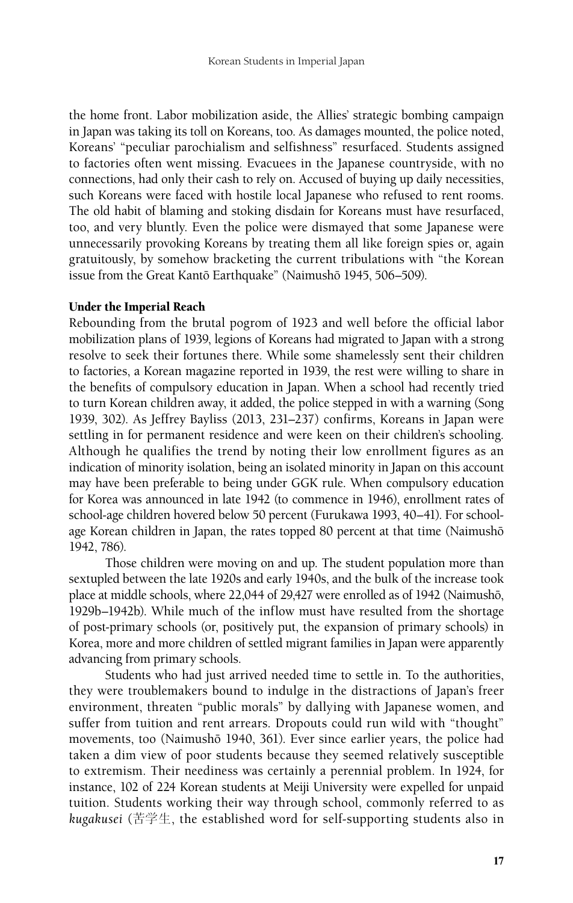the home front. Labor mobilization aside, the Allies' strategic bombing campaign in Japan was taking its toll on Koreans, too. As damages mounted, the police noted, Koreans' "peculiar parochialism and selfishness" resurfaced. Students assigned to factories often went missing. Evacuees in the Japanese countryside, with no connections, had only their cash to rely on. Accused of buying up daily necessities, such Koreans were faced with hostile local Japanese who refused to rent rooms. The old habit of blaming and stoking disdain for Koreans must have resurfaced, too, and very bluntly. Even the police were dismayed that some Japanese were unnecessarily provoking Koreans by treating them all like foreign spies or, again gratuitously, by somehow bracketing the current tribulations with "the Korean issue from the Great Kantō Earthquake" (Naimushō 1945, 506–509).

### Under the Imperial Reach

Rebounding from the brutal pogrom of 1923 and well before the official labor mobilization plans of 1939, legions of Koreans had migrated to Japan with a strong resolve to seek their fortunes there. While some shamelessly sent their children to factories, a Korean magazine reported in 1939, the rest were willing to share in the benefits of compulsory education in Japan. When a school had recently tried to turn Korean children away, it added, the police stepped in with a warning (Song 1939, 302). As Jeffrey Bayliss (2013, 231–237) confirms, Koreans in Japan were settling in for permanent residence and were keen on their children's schooling. Although he qualifies the trend by noting their low enrollment figures as an indication of minority isolation, being an isolated minority in Japan on this account may have been preferable to being under GGK rule. When compulsory education for Korea was announced in late 1942 (to commence in 1946), enrollment rates of school-age children hovered below 50 percent (Furukawa 1993, 40–41). For school-age Korean children in Japan, the rates topped 80 percent at that time (Naimushō 1942, 786).

Those children were moving on and up. The student population more than sextupled between the late 1920s and early 1940s, and the bulk of the increase took place at middle schools, where 22,044 of 29,427 were enrolled as of 1942 (Naimushō, 1929b–1942b). While much of the inflow must have resulted from the shortage of post-primary schools (or, positively put, the expansion of primary schools) in Korea, more and more children of settled migrant families in Japan were apparently advancing from primary schools.

Students who had just arrived needed time to settle in. To the authorities, they were troublemakers bound to indulge in the distractions of Japan's freer environment, threaten "public morals" by dallying with Japanese women, and suffer from tuition and rent arrears. Dropouts could run wild with "thought" movements, too (Naimushō 1940, 361). Ever since earlier years, the police had taken a dim view of poor students because they seemed relatively susceptible to extremism. Their neediness was certainly a perennial problem. In 1924, for instance, 102 of 224 Korean students at Meiji University were expelled for unpaid tuition. Students working their way through school, commonly referred to as *kugakusei* (苦学生, the established word for self-supporting students also in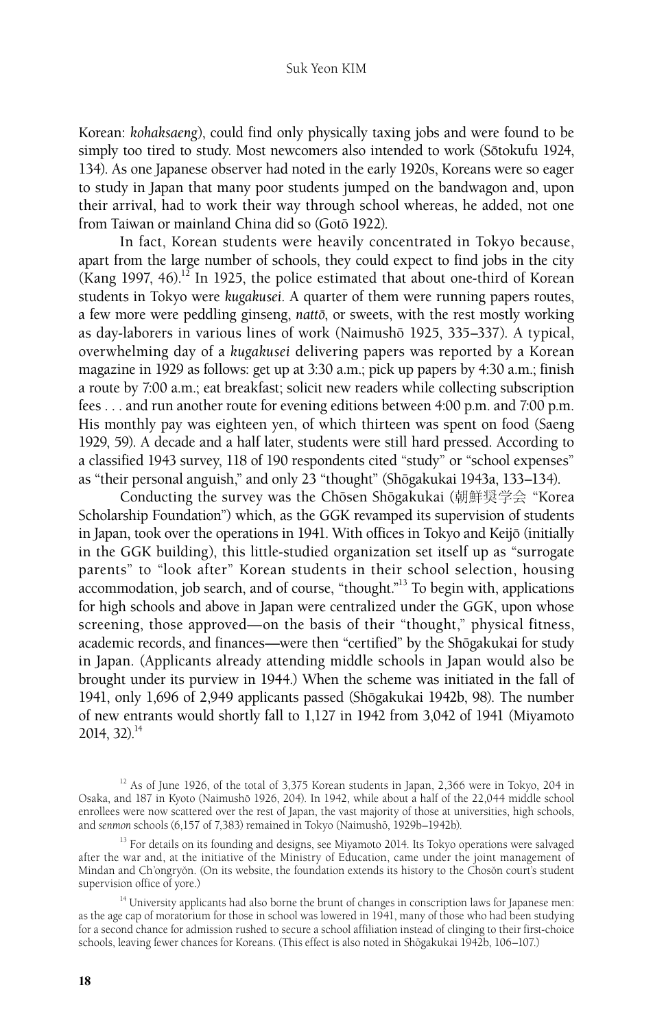Korean: *kohaksaeng*), could find only physically taxing jobs and were found to be simply too tired to study. Most newcomers also intended to work (Sōtokufu 1924, 134). As one Japanese observer had noted in the early 1920s, Koreans were so eager to study in Japan that many poor students jumped on the bandwagon and, upon their arrival, had to work their way through school whereas, he added, not one from Taiwan or mainland China did so (Gotō 1922).

In fact, Korean students were heavily concentrated in Tokyo because, apart from the large number of schools, they could expect to find jobs in the city (Kang 1997, 46).[12] In 1925, the police estimated that about one-third of Korean students in Tokyo were *kugakusei*. A quarter of them were running papers routes, a few more were peddling ginseng, *nattō*, or sweets, with the rest mostly working as day-laborers in various lines of work (Naimushō 1925, 335–337). A typical, overwhelming day of a *kugakusei* delivering papers was reported by a Korean magazine in 1929 as follows: get up at 3:30 a.m.; pick up papers by 4:30 a.m.; finish a route by 7:00 a.m.; eat breakfast; solicit new readers while collecting subscription fees . . . and run another route for evening editions between 4:00 p.m. and 7:00 p.m. His monthly pay was eighteen yen, of which thirteen was spent on food (Saeng 1929, 59). A decade and a half later, students were still hard pressed. According to a classified 1943 survey, 118 of 190 respondents cited "study" or "school expenses" as "their personal anguish," and only 23 "thought" (Shōgakukai 1943a, 133–134).

Conducting the survey was the Chōsen Shōgakukai (朝鮮奨学会 "Korea Scholarship Foundation") which, as the GGK revamped its supervision of students in Japan, took over the operations in 1941. With offices in Tokyo and Keijō (initially in the GGK building), this little-studied organization set itself up as "surrogate parents" to "look after" Korean students in their school selection, housing accommodation, job search, and of course, "thought."[13] To begin with, applications for high schools and above in Japan were centralized under the GGK, upon whose screening, those approved—on the basis of their "thought," physical fitness, academic records, and finances—were then "certified" by the Shōgakukai for study in Japan. (Applicants already attending middle schools in Japan would also be brought under its purview in 1944.) When the scheme was initiated in the fall of 1941, only 1,696 of 2,949 applicants passed (Shōgakukai 1942b, 98). The number of new entrants would shortly fall to 1,127 in 1942 from 3,042 of 1941 (Miyamoto 2014, 32).[14]

[12] As of June 1926, of the total of 3,375 Korean students in Japan, 2,366 were in Tokyo, 204 in Osaka, and 187 in Kyoto (Naimushō 1926, 204). In 1942, while about a half of the 22,044 middle school enrollees were now scattered over the rest of Japan, the vast majority of those at universities, high schools, and *senmon* schools (6,157 of 7,383) remained in Tokyo (Naimushō, 1929b–1942b).

[13] For details on its founding and designs, see Miyamoto 2014. Its Tokyo operations were salvaged after the war and, at the initiative of the Ministry of Education, came under the joint management of Mindan and Ch'ongryŏn. (On its website, the foundation extends its history to the Chosŏn court's student supervision office of yore.)

[14] University applicants had also borne the brunt of changes in conscription laws for Japanese men: as the age cap of moratorium for those in school was lowered in 1941, many of those who had been studying for a second chance for admission rushed to secure a school affiliation instead of clinging to their first-choice schools, leaving fewer chances for Koreans. (This effect is also noted in Shōgakukai 1942b, 106–107.)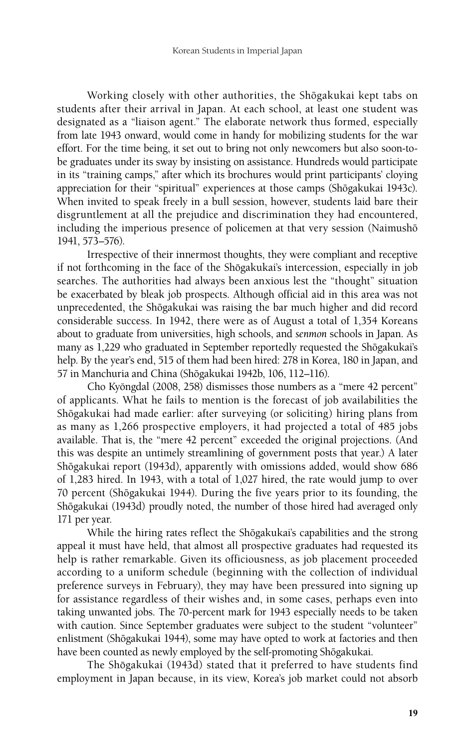Working closely with other authorities, the Shōgakukai kept tabs on students after their arrival in Japan. At each school, at least one student was designated as a "liaison agent." The elaborate network thus formed, especially from late 1943 onward, would come in handy for mobilizing students for the war effort. For the time being, it set out to bring not only newcomers but also soon-to-be graduates under its sway by insisting on assistance. Hundreds would participate in its "training camps," after which its brochures would print participants' cloying appreciation for their "spiritual" experiences at those camps (Shōgakukai 1943c). When invited to speak freely in a bull session, however, students laid bare their disgruntlement at all the prejudice and discrimination they had encountered, including the imperious presence of policemen at that very session (Naimushō 1941, 573–576).

Irrespective of their innermost thoughts, they were compliant and receptive if not forthcoming in the face of the Shōgakukai's intercession, especially in job searches. The authorities had always been anxious lest the "thought" situation be exacerbated by bleak job prospects. Although official aid in this area was not unprecedented, the Shōgakukai was raising the bar much higher and did record considerable success. In 1942, there were as of August a total of 1,354 Koreans about to graduate from universities, high schools, and *senmon* schools in Japan. As many as 1,229 who graduated in September reportedly requested the Shōgakukai's help. By the year's end, 515 of them had been hired: 278 in Korea, 180 in Japan, and 57 in Manchuria and China (Shōgakukai 1942b, 106, 112–116).

Cho Kyŏngdal (2008, 258) dismisses those numbers as a "mere 42 percent" of applicants. What he fails to mention is the forecast of job availabilities the Shōgakukai had made earlier: after surveying (or soliciting) hiring plans from as many as 1,266 prospective employers, it had projected a total of 485 jobs available. That is, the "mere 42 percent" exceeded the original projections. (And this was despite an untimely streamlining of government posts that year.) A later Shōgakukai report (1943d), apparently with omissions added, would show 686 of 1,283 hired. In 1943, with a total of 1,027 hired, the rate would jump to over 70 percent (Shōgakukai 1944). During the five years prior to its founding, the Shōgakukai (1943d) proudly noted, the number of those hired had averaged only 171 per year.

While the hiring rates reflect the Shōgakukai's capabilities and the strong appeal it must have held, that almost all prospective graduates had requested its help is rather remarkable. Given its officiousness, as job placement proceeded according to a uniform schedule (beginning with the collection of individual preference surveys in February), they may have been pressured into signing up for assistance regardless of their wishes and, in some cases, perhaps even into taking unwanted jobs. The 70-percent mark for 1943 especially needs to be taken with caution. Since September graduates were subject to the student "volunteer" enlistment (Shōgakukai 1944), some may have opted to work at factories and then have been counted as newly employed by the self-promoting Shōgakukai.

The Shōgakukai (1943d) stated that it preferred to have students find employment in Japan because, in its view, Korea's job market could not absorb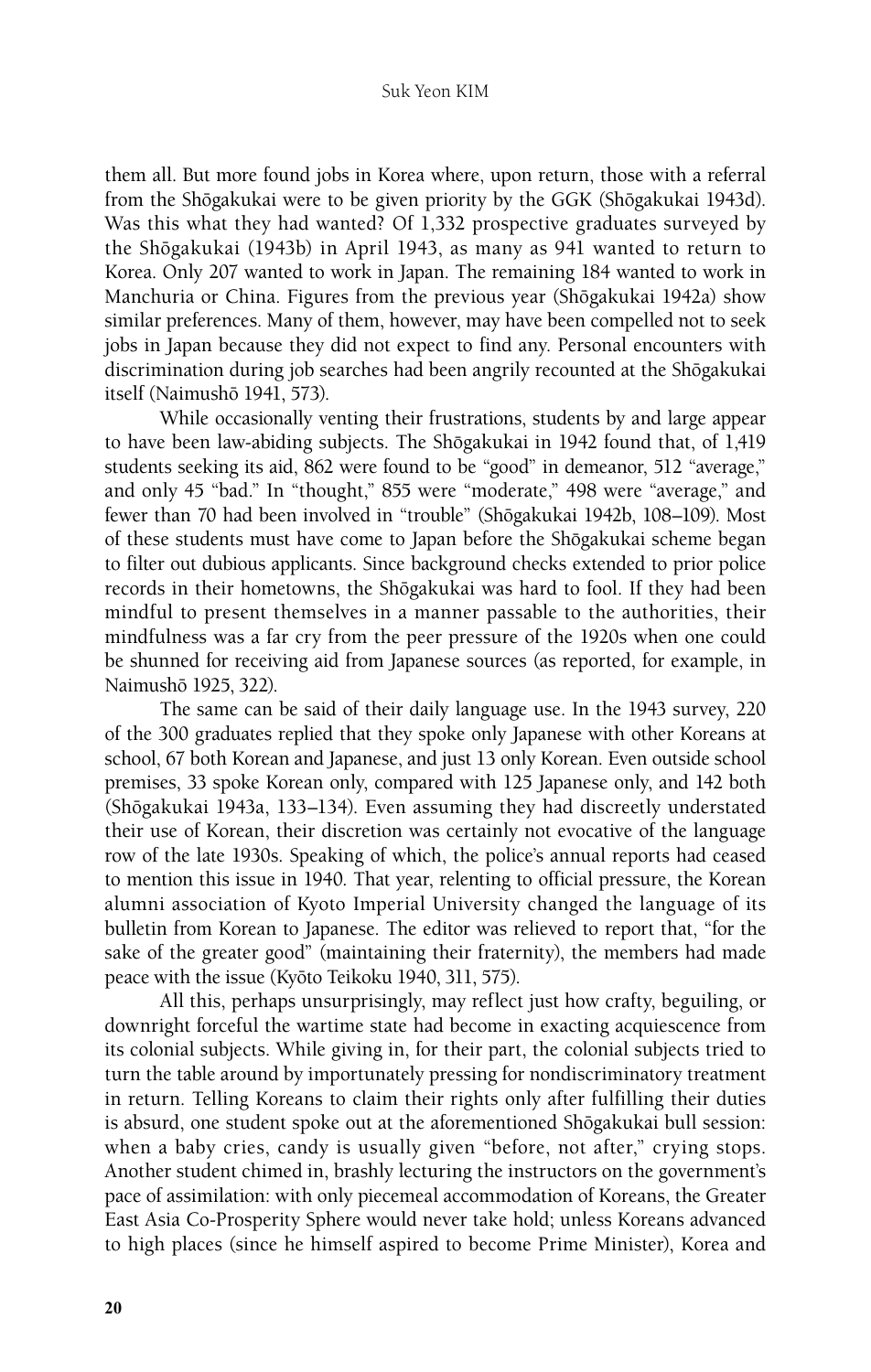them all. But more found jobs in Korea where, upon return, those with a referral from the Shōgakukai were to be given priority by the GGK (Shōgakukai 1943d). Was this what they had wanted? Of 1,332 prospective graduates surveyed by the Shōgakukai (1943b) in April 1943, as many as 941 wanted to return to Korea. Only 207 wanted to work in Japan. The remaining 184 wanted to work in Manchuria or China. Figures from the previous year (Shōgakukai 1942a) show similar preferences. Many of them, however, may have been compelled not to seek jobs in Japan because they did not expect to find any. Personal encounters with discrimination during job searches had been angrily recounted at the Shōgakukai itself (Naimushō 1941, 573).

While occasionally venting their frustrations, students by and large appear to have been law-abiding subjects. The Shōgakukai in 1942 found that, of 1,419 students seeking its aid, 862 were found to be "good" in demeanor, 512 "average," and only 45 "bad." In "thought," 855 were "moderate," 498 were "average," and fewer than 70 had been involved in "trouble" (Shōgakukai 1942b, 108–109). Most of these students must have come to Japan before the Shōgakukai scheme began to filter out dubious applicants. Since background checks extended to prior police records in their hometowns, the Shōgakukai was hard to fool. If they had been mindful to present themselves in a manner passable to the authorities, their mindfulness was a far cry from the peer pressure of the 1920s when one could be shunned for receiving aid from Japanese sources (as reported, for example, in Naimushō 1925, 322).

The same can be said of their daily language use. In the 1943 survey, 220 of the 300 graduates replied that they spoke only Japanese with other Koreans at school, 67 both Korean and Japanese, and just 13 only Korean. Even outside school premises, 33 spoke Korean only, compared with 125 Japanese only, and 142 both (Shōgakukai 1943a, 133–134). Even assuming they had discreetly understated their use of Korean, their discretion was certainly not evocative of the language row of the late 1930s. Speaking of which, the police's annual reports had ceased to mention this issue in 1940. That year, relenting to official pressure, the Korean alumni association of Kyoto Imperial University changed the language of its bulletin from Korean to Japanese. The editor was relieved to report that, "for the sake of the greater good" (maintaining their fraternity), the members had made peace with the issue (Kyōto Teikoku 1940, 311, 575).

All this, perhaps unsurprisingly, may reflect just how crafty, beguiling, or downright forceful the wartime state had become in exacting acquiescence from its colonial subjects. While giving in, for their part, the colonial subjects tried to turn the table around by importunately pressing for nondiscriminatory treatment in return. Telling Koreans to claim their rights only after fulfilling their duties is absurd, one student spoke out at the aforementioned Shōgakukai bull session: when a baby cries, candy is usually given "before, not after," crying stops. Another student chimed in, brashly lecturing the instructors on the government's pace of assimilation: with only piecemeal accommodation of Koreans, the Greater East Asia Co-Prosperity Sphere would never take hold; unless Koreans advanced to high places (since he himself aspired to become Prime Minister), Korea and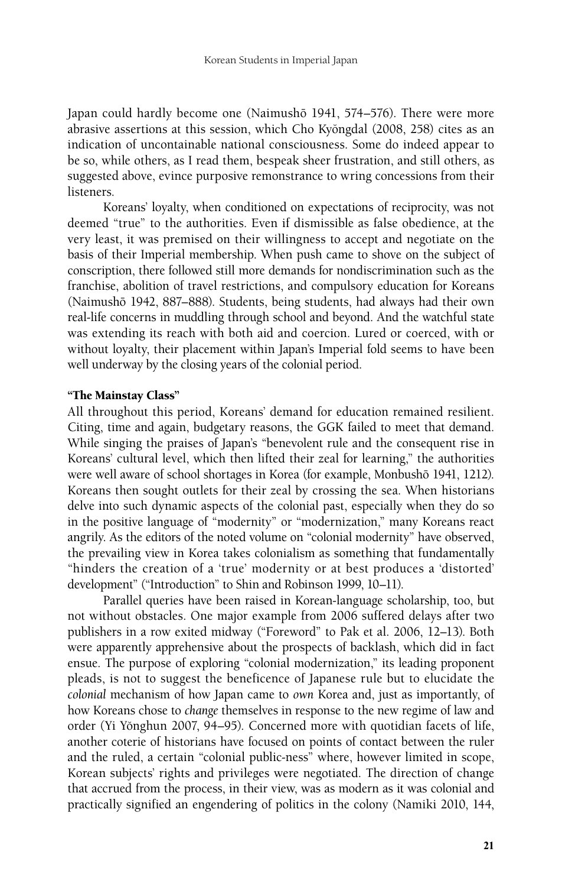Japan could hardly become one (Naimushō 1941, 574–576). There were more abrasive assertions at this session, which Cho Kyŏngdal (2008, 258) cites as an indication of uncontainable national consciousness. Some do indeed appear to be so, while others, as I read them, bespeak sheer frustration, and still others, as suggested above, evince purposive remonstrance to wring concessions from their listeners.

Koreans' loyalty, when conditioned on expectations of reciprocity, was not deemed "true" to the authorities. Even if dismissible as false obedience, at the very least, it was premised on their willingness to accept and negotiate on the basis of their Imperial membership. When push came to shove on the subject of conscription, there followed still more demands for nondiscrimination such as the franchise, abolition of travel restrictions, and compulsory education for Koreans (Naimushō 1942, 887–888). Students, being students, had always had their own real-life concerns in muddling through school and beyond. And the watchful state was extending its reach with both aid and coercion. Lured or coerced, with or without loyalty, their placement within Japan's Imperial fold seems to have been well underway by the closing years of the colonial period.

### "The Mainstay Class"

All throughout this period, Koreans' demand for education remained resilient. Citing, time and again, budgetary reasons, the GGK failed to meet that demand. While singing the praises of Japan's "benevolent rule and the consequent rise in Koreans' cultural level, which then lifted their zeal for learning," the authorities were well aware of school shortages in Korea (for example, Monbushō 1941, 1212). Koreans then sought outlets for their zeal by crossing the sea. When historians delve into such dynamic aspects of the colonial past, especially when they do so in the positive language of "modernity" or "modernization," many Koreans react angrily. As the editors of the noted volume on "colonial modernity" have observed, the prevailing view in Korea takes colonialism as something that fundamentally "hinders the creation of a 'true' modernity or at best produces a 'distorted' development" ("Introduction" to Shin and Robinson 1999, 10–11).

Parallel queries have been raised in Korean-language scholarship, too, but not without obstacles. One major example from 2006 suffered delays after two publishers in a row exited midway ("Foreword" to Pak et al. 2006, 12–13). Both were apparently apprehensive about the prospects of backlash, which did in fact ensue. The purpose of exploring "colonial modernization," its leading proponent pleads, is not to suggest the beneficence of Japanese rule but to elucidate the *colonial* mechanism of how Japan came to *own* Korea and, just as importantly, of how Koreans chose to *change* themselves in response to the new regime of law and order (Yi Yŏnghun 2007, 94–95). Concerned more with quotidian facets of life, another coterie of historians have focused on points of contact between the ruler and the ruled, a certain "colonial public-ness" where, however limited in scope, Korean subjects' rights and privileges were negotiated. The direction of change that accrued from the process, in their view, was as modern as it was colonial and practically signified an engendering of politics in the colony (Namiki 2010, 144,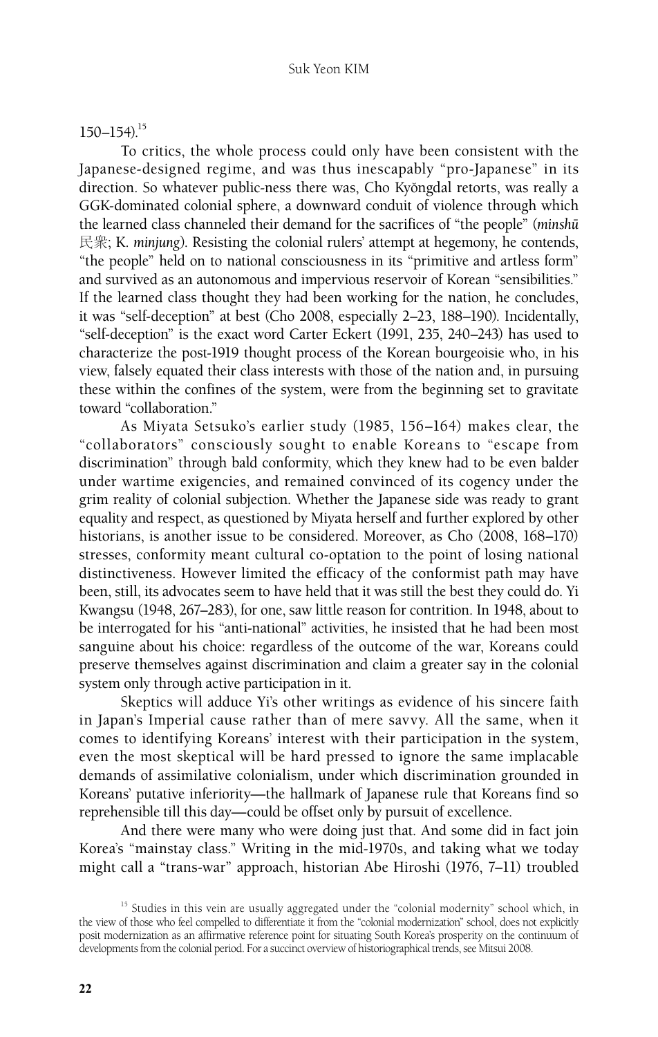150–154).[15]

To critics, the whole process could only have been consistent with the Japanese-designed regime, and was thus inescapably "pro-Japanese" in its direction. So whatever public-ness there was, Cho Kyŏngdal retorts, was really a GGK-dominated colonial sphere, a downward conduit of violence through which the learned class channeled their demand for the sacrifices of "the people" (*minshū* 民衆; K. *minjung*). Resisting the colonial rulers' attempt at hegemony, he contends, "the people" held on to national consciousness in its "primitive and artless form" and survived as an autonomous and impervious reservoir of Korean "sensibilities." If the learned class thought they had been working for the nation, he concludes, it was "self-deception" at best (Cho 2008, especially 2–23, 188–190). Incidentally, "self-deception" is the exact word Carter Eckert (1991, 235, 240–243) has used to characterize the post-1919 thought process of the Korean bourgeoisie who, in his view, falsely equated their class interests with those of the nation and, in pursuing these within the confines of the system, were from the beginning set to gravitate toward "collaboration."

As Miyata Setsuko's earlier study (1985, 156–164) makes clear, the "collaborators" consciously sought to enable Koreans to "escape from discrimination" through bald conformity, which they knew had to be even balder under wartime exigencies, and remained convinced of its cogency under the grim reality of colonial subjection. Whether the Japanese side was ready to grant equality and respect, as questioned by Miyata herself and further explored by other historians, is another issue to be considered. Moreover, as Cho (2008, 168–170) stresses, conformity meant cultural co-optation to the point of losing national distinctiveness. However limited the efficacy of the conformist path may have been, still, its advocates seem to have held that it was still the best they could do. Yi Kwangsu (1948, 267–283), for one, saw little reason for contrition. In 1948, about to be interrogated for his "anti-national" activities, he insisted that he had been most sanguine about his choice: regardless of the outcome of the war, Koreans could preserve themselves against discrimination and claim a greater say in the colonial system only through active participation in it.

Skeptics will adduce Yi's other writings as evidence of his sincere faith in Japan's Imperial cause rather than of mere savvy. All the same, when it comes to identifying Koreans' interest with their participation in the system, even the most skeptical will be hard pressed to ignore the same implacable demands of assimilative colonialism, under which discrimination grounded in Koreans' putative inferiority—the hallmark of Japanese rule that Koreans find so reprehensible till this day—could be offset only by pursuit of excellence.

And there were many who were doing just that. And some did in fact join Korea's "mainstay class." Writing in the mid-1970s, and taking what we today might call a "trans-war" approach, historian Abe Hiroshi (1976, 7–11) troubled

[15] Studies in this vein are usually aggregated under the "colonial modernity" school which, in the view of those who feel compelled to differentiate it from the "colonial modernization" school, does not explicitly posit modernization as an affirmative reference point for situating South Korea's prosperity on the continuum of developments from the colonial period. For a succinct overview of historiographical trends, see Mitsui 2008.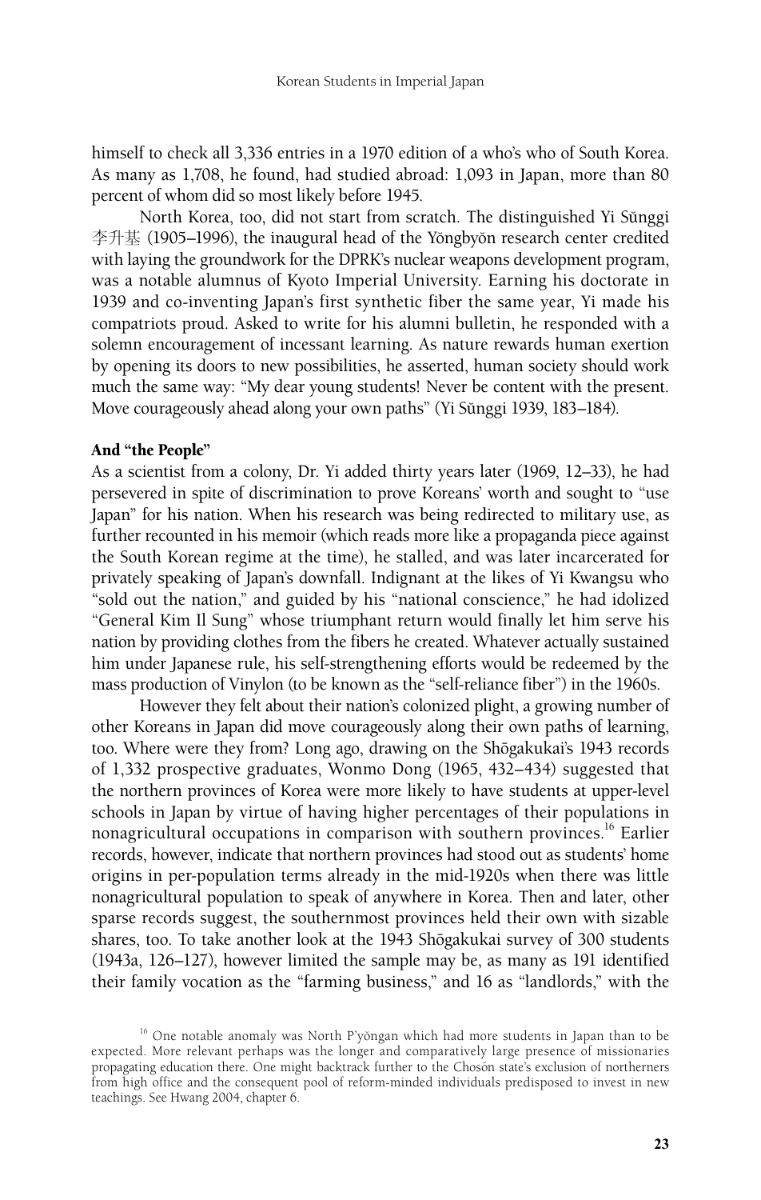himself to check all 3,336 entries in a 1970 edition of a who's who of South Korea. As many as 1,708, he found, had studied abroad: 1,093 in Japan, more than 80 percent of whom did so most likely before 1945.

North Korea, too, did not start from scratch. The distinguished Yi Sŭnggi 李升基 (1905–1996), the inaugural head of the Yŏngbyŏn research center credited with laying the groundwork for the DPRK's nuclear weapons development program, was a notable alumnus of Kyoto Imperial University. Earning his doctorate in 1939 and co-inventing Japan's first synthetic fiber the same year, Yi made his compatriots proud. Asked to write for his alumni bulletin, he responded with a solemn encouragement of incessant learning. As nature rewards human exertion by opening its doors to new possibilities, he asserted, human society should work much the same way: "My dear young students! Never be content with the present. Move courageously ahead along your own paths" (Yi Sŭnggi 1939, 183–184).

## And "the People"

As a scientist from a colony, Dr. Yi added thirty years later (1969, 12–33), he had persevered in spite of discrimination to prove Koreans' worth and sought to "use Japan" for his nation. When his research was being redirected to military use, as further recounted in his memoir (which reads more like a propaganda piece against the South Korean regime at the time), he stalled, and was later incarcerated for privately speaking of Japan's downfall. Indignant at the likes of Yi Kwangsu who "sold out the nation," and guided by his "national conscience," he had idolized "General Kim Il Sung" whose triumphant return would finally let him serve his nation by providing clothes from the fibers he created. Whatever actually sustained him under Japanese rule, his self-strengthening efforts would be redeemed by the mass production of Vinylon (to be known as the "self-reliance fiber") in the 1960s.

However they felt about their nation's colonized plight, a growing number of other Koreans in Japan did move courageously along their own paths of learning, too. Where were they from? Long ago, drawing on the Shōgakukai's 1943 records of 1,332 prospective graduates, Wonmo Dong (1965, 432–434) suggested that the northern provinces of Korea were more likely to have students at upper-level schools in Japan by virtue of having higher percentages of their populations in nonagricultural occupations in comparison with southern provinces.[16] Earlier records, however, indicate that northern provinces had stood out as students' home origins in per-population terms already in the mid-1920s when there was little nonagricultural population to speak of anywhere in Korea. Then and later, other sparse records suggest, the southernmost provinces held their own with sizable shares, too. To take another look at the 1943 Shōgakukai survey of 300 students (1943a, 126–127), however limited the sample may be, as many as 191 identified their family vocation as the "farming business," and 16 as "landlords," with the

[16] One notable anomaly was North P'yŏngan which had more students in Japan than to be expected. More relevant perhaps was the longer and comparatively large presence of missionaries propagating education there. One might backtrack further to the Chosŏn state's exclusion of northerners from high office and the consequent pool of reform-minded individuals predisposed to invest in new teachings. See Hwang 2004, chapter 6.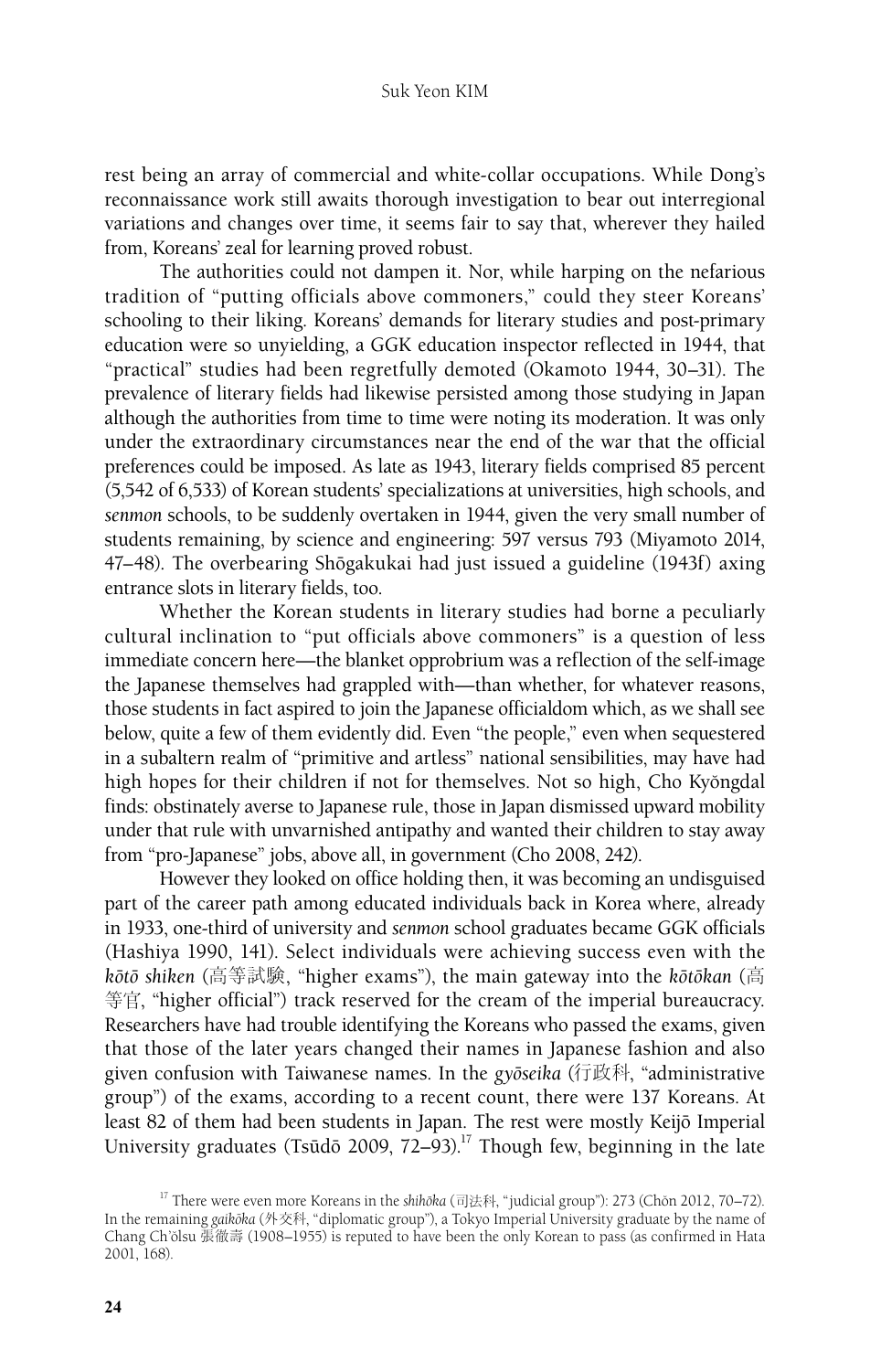rest being an array of commercial and white-collar occupations. While Dong's reconnaissance work still awaits thorough investigation to bear out interregional variations and changes over time, it seems fair to say that, wherever they hailed from, Koreans' zeal for learning proved robust.

The authorities could not dampen it. Nor, while harping on the nefarious tradition of "putting officials above commoners," could they steer Koreans' schooling to their liking. Koreans' demands for literary studies and post-primary education were so unyielding, a GGK education inspector reflected in 1944, that "practical" studies had been regretfully demoted (Okamoto 1944, 30–31). The prevalence of literary fields had likewise persisted among those studying in Japan although the authorities from time to time were noting its moderation. It was only under the extraordinary circumstances near the end of the war that the official preferences could be imposed. As late as 1943, literary fields comprised 85 percent (5,542 of 6,533) of Korean students' specializations at universities, high schools, and *senmon* schools, to be suddenly overtaken in 1944, given the very small number of students remaining, by science and engineering: 597 versus 793 (Miyamoto 2014, 47–48). The overbearing Shōgakukai had just issued a guideline (1943f) axing entrance slots in literary fields, too.

Whether the Korean students in literary studies had borne a peculiarly cultural inclination to "put officials above commoners" is a question of less immediate concern here—the blanket opprobrium was a reflection of the self-image the Japanese themselves had grappled with—than whether, for whatever reasons, those students in fact aspired to join the Japanese officialdom which, as we shall see below, quite a few of them evidently did. Even "the people," even when sequestered in a subaltern realm of "primitive and artless" national sensibilities, may have had high hopes for their children if not for themselves. Not so high, Cho Kyŏngdal finds: obstinately averse to Japanese rule, those in Japan dismissed upward mobility under that rule with unvarnished antipathy and wanted their children to stay away from "pro-Japanese" jobs, above all, in government (Cho 2008, 242).

However they looked on office holding then, it was becoming an undisguised part of the career path among educated individuals back in Korea where, already in 1933, one-third of university and *senmon* school graduates became GGK officials (Hashiya 1990, 141). Select individuals were achieving success even with the *kōtō shiken* (高等試験, "higher exams"), the main gateway into the *kōtōkan* (高等官, "higher official") track reserved for the cream of the imperial bureaucracy. Researchers have had trouble identifying the Koreans who passed the exams, given that those of the later years changed their names in Japanese fashion and also given confusion with Taiwanese names. In the *gyōseika* (行政科, "administrative group") of the exams, according to a recent count, there were 137 Koreans. At least 82 of them had been students in Japan. The rest were mostly Keijō Imperial University graduates (Tsūdō 2009, 72–93).[17] Though few, beginning in the late

[17] There were even more Koreans in the *shihōka* (司法科, "judicial group"): 273 (Chŏn 2012, 70–72). In the remaining *gaikōka* (外交科, "diplomatic group"), a Tokyo Imperial University graduate by the name of Chang Ch'ŏlsu 張徹壽 (1908–1955) is reputed to have been the only Korean to pass (as confirmed in Hata 2001, 168).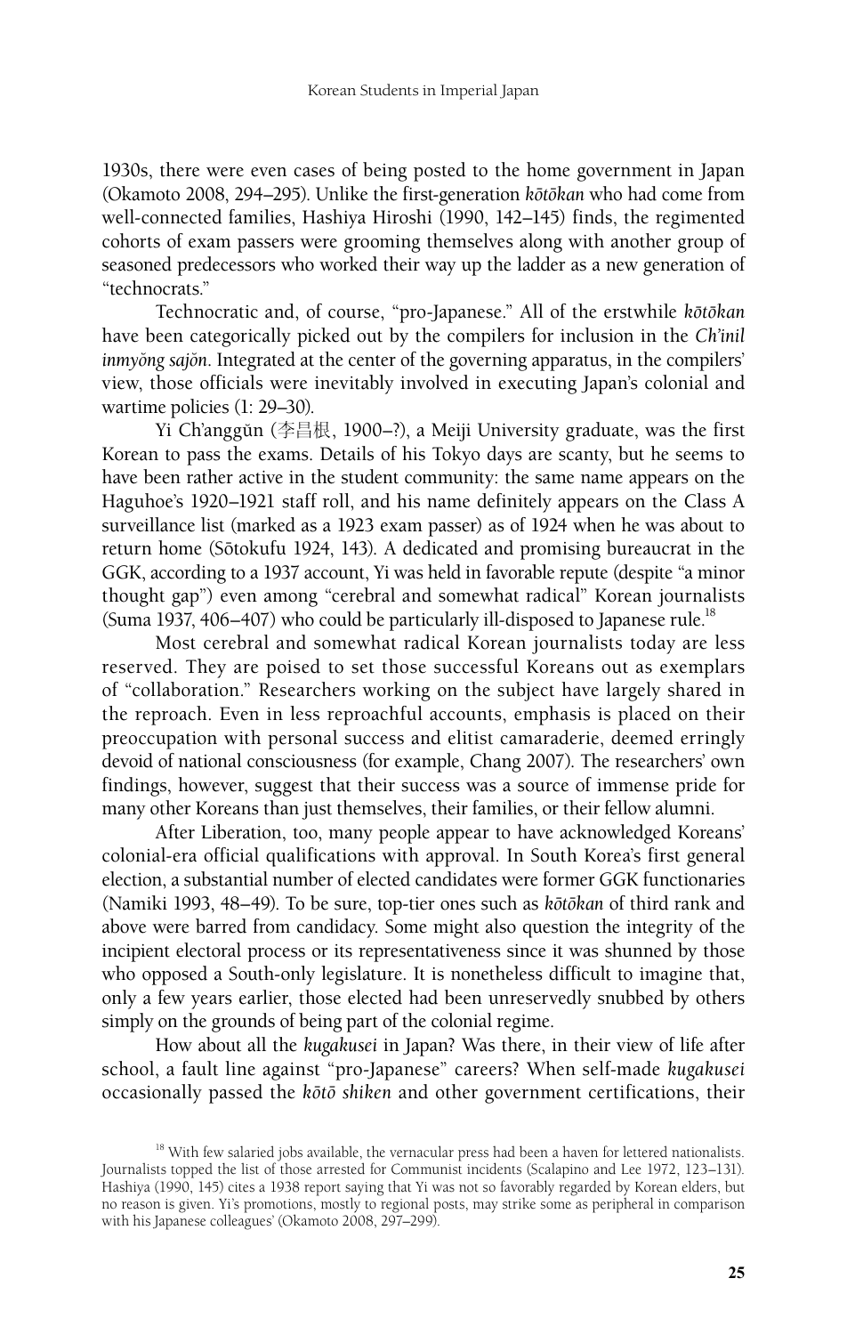1930s, there were even cases of being posted to the home government in Japan (Okamoto 2008, 294–295). Unlike the first-generation *kōtōkan* who had come from well-connected families, Hashiya Hiroshi (1990, 142–145) finds, the regimented cohorts of exam passers were grooming themselves along with another group of seasoned predecessors who worked their way up the ladder as a new generation of "technocrats."

Technocratic and, of course, "pro-Japanese." All of the erstwhile *kōtōkan* have been categorically picked out by the compilers for inclusion in the *Ch'inil inmyŏng sajŏn*. Integrated at the center of the governing apparatus, in the compilers' view, those officials were inevitably involved in executing Japan's colonial and wartime policies (1: 29–30).

Yi Ch'anggŭn (李昌根, 1900–?), a Meiji University graduate, was the first Korean to pass the exams. Details of his Tokyo days are scanty, but he seems to have been rather active in the student community: the same name appears on the Haguhoe's 1920–1921 staff roll, and his name definitely appears on the Class A surveillance list (marked as a 1923 exam passer) as of 1924 when he was about to return home (Sōtokufu 1924, 143). A dedicated and promising bureaucrat in the GGK, according to a 1937 account, Yi was held in favorable repute (despite "a minor thought gap") even among "cerebral and somewhat radical" Korean journalists (Suma 1937, 406–407) who could be particularly ill-disposed to Japanese rule.[18]

Most cerebral and somewhat radical Korean journalists today are less reserved. They are poised to set those successful Koreans out as exemplars of "collaboration." Researchers working on the subject have largely shared in the reproach. Even in less reproachful accounts, emphasis is placed on their preoccupation with personal success and elitist camaraderie, deemed erringly devoid of national consciousness (for example, Chang 2007). The researchers' own findings, however, suggest that their success was a source of immense pride for many other Koreans than just themselves, their families, or their fellow alumni.

After Liberation, too, many people appear to have acknowledged Koreans' colonial-era official qualifications with approval. In South Korea's first general election, a substantial number of elected candidates were former GGK functionaries (Namiki 1993, 48–49). To be sure, top-tier ones such as *kōtōkan* of third rank and above were barred from candidacy. Some might also question the integrity of the incipient electoral process or its representativeness since it was shunned by those who opposed a South-only legislature. It is nonetheless difficult to imagine that, only a few years earlier, those elected had been unreservedly snubbed by others simply on the grounds of being part of the colonial regime.

How about all the *kugakusei* in Japan? Was there, in their view of life after school, a fault line against "pro-Japanese" careers? When self-made *kugakusei* occasionally passed the *kōtō shiken* and other government certifications, their

[18] With few salaried jobs available, the vernacular press had been a haven for lettered nationalists. Journalists topped the list of those arrested for Communist incidents (Scalapino and Lee 1972, 123–131). Hashiya (1990, 145) cites a 1938 report saying that Yi was not so favorably regarded by Korean elders, but no reason is given. Yi's promotions, mostly to regional posts, may strike some as peripheral in comparison with his Japanese colleagues' (Okamoto 2008, 297–299).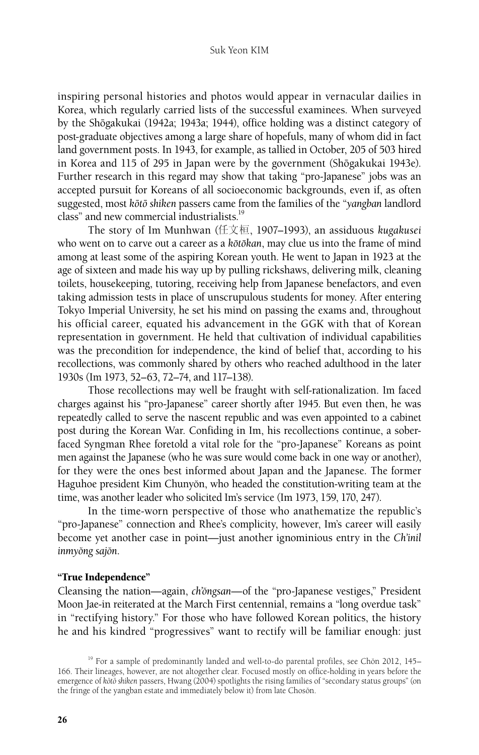inspiring personal histories and photos would appear in vernacular dailies in Korea, which regularly carried lists of the successful examinees. When surveyed by the Shōgakukai (1942a; 1943a; 1944), office holding was a distinct category of post-graduate objectives among a large share of hopefuls, many of whom did in fact land government posts. In 1943, for example, as tallied in October, 205 of 503 hired in Korea and 115 of 295 in Japan were by the government (Shōgakukai 1943e). Further research in this regard may show that taking "pro-Japanese" jobs was an accepted pursuit for Koreans of all socioeconomic backgrounds, even if, as often suggested, most *kōtō shiken* passers came from the families of the "*yangban* landlord class" and new commercial industrialists.[19]

The story of Im Munhwan (任文桓, 1907–1993), an assiduous *kugakusei* who went on to carve out a career as a *kōtōkan*, may clue us into the frame of mind among at least some of the aspiring Korean youth. He went to Japan in 1923 at the age of sixteen and made his way up by pulling rickshaws, delivering milk, cleaning toilets, housekeeping, tutoring, receiving help from Japanese benefactors, and even taking admission tests in place of unscrupulous students for money. After entering Tokyo Imperial University, he set his mind on passing the exams and, throughout his official career, equated his advancement in the GGK with that of Korean representation in government. He held that cultivation of individual capabilities was the precondition for independence, the kind of belief that, according to his recollections, was commonly shared by others who reached adulthood in the later 1930s (Im 1973, 52–63, 72–74, and 117–138).

Those recollections may well be fraught with self-rationalization. Im faced charges against his "pro-Japanese" career shortly after 1945. But even then, he was repeatedly called to serve the nascent republic and was even appointed to a cabinet post during the Korean War. Confiding in Im, his recollections continue, a sober-faced Syngman Rhee foretold a vital role for the "pro-Japanese" Koreans as point men against the Japanese (who he was sure would come back in one way or another), for they were the ones best informed about Japan and the Japanese. The former Haguhoe president Kim Chunyŏn, who headed the constitution-writing team at the time, was another leader who solicited Im's service (Im 1973, 159, 170, 247).

In the time-worn perspective of those who anathematize the republic's "pro-Japanese" connection and Rhee's complicity, however, Im's career will easily become yet another case in point—just another ignominious entry in the *Ch'inil inmyŏng sajŏn*.

## "True Independence"

Cleansing the nation—again, *ch'ŏngsan*—of the "pro-Japanese vestiges," President Moon Jae-in reiterated at the March First centennial, remains a "long overdue task" in "rectifying history." For those who have followed Korean politics, the history he and his kindred "progressives" want to rectify will be familiar enough: just

[19] For a sample of predominantly landed and well-to-do parental profiles, see Chŏn 2012, 145–166. Their lineages, however, are not altogether clear. Focused mostly on office-holding in years before the emergence of *kōtō shiken* passers, Hwang (2004) spotlights the rising families of "secondary status groups" (on the fringe of the yangban estate and immediately below it) from late Chosŏn.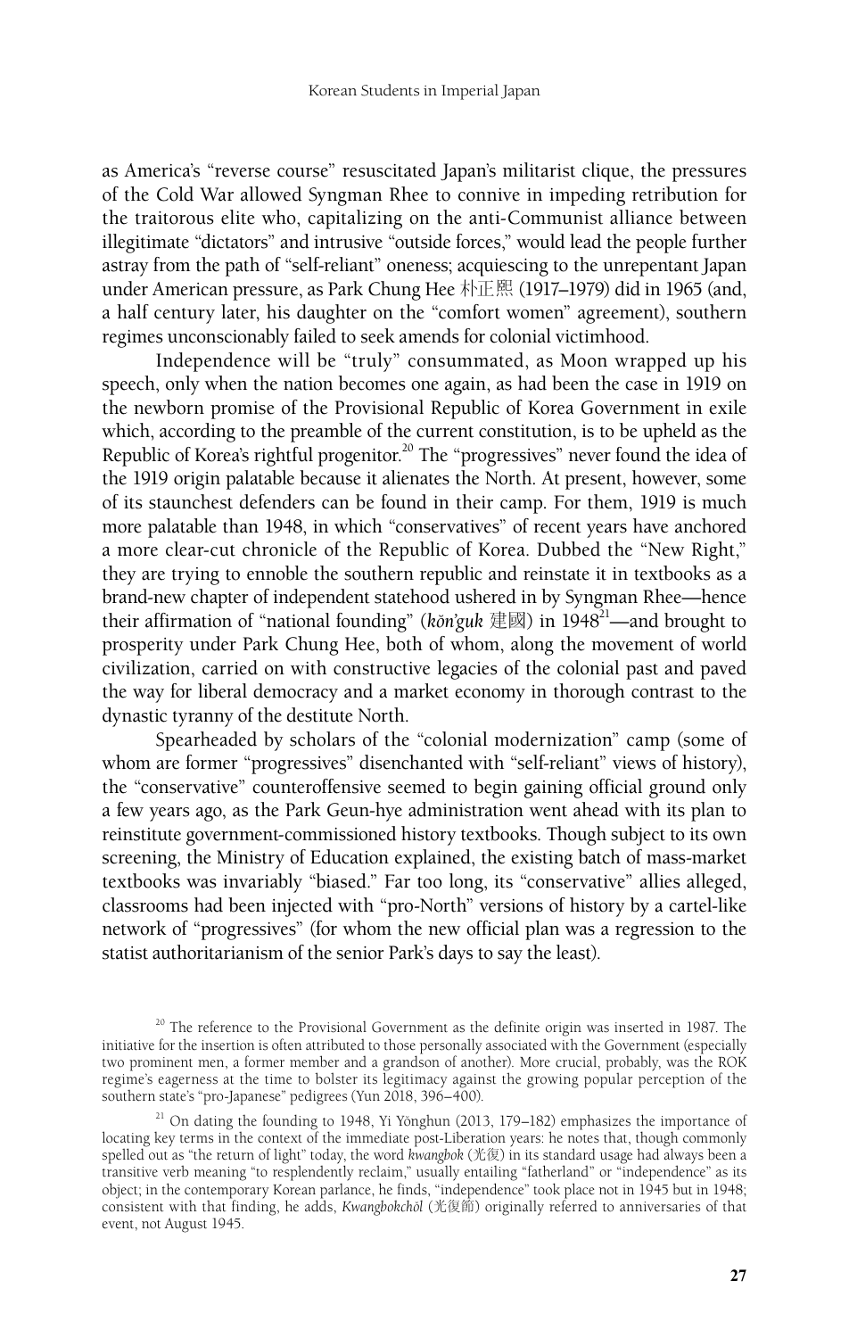as America's "reverse course" resuscitated Japan's militarist clique, the pressures of the Cold War allowed Syngman Rhee to connive in impeding retribution for the traitorous elite who, capitalizing on the anti-Communist alliance between illegitimate "dictators" and intrusive "outside forces," would lead the people further astray from the path of "self-reliant" oneness; acquiescing to the unrepentant Japan under American pressure, as Park Chung Hee 朴正熙 (1917–1979) did in 1965 (and, a half century later, his daughter on the "comfort women" agreement), southern regimes unconscionably failed to seek amends for colonial victimhood.

Independence will be "truly" consummated, as Moon wrapped up his speech, only when the nation becomes one again, as had been the case in 1919 on the newborn promise of the Provisional Republic of Korea Government in exile which, according to the preamble of the current constitution, is to be upheld as the Republic of Korea's rightful progenitor.[20] The "progressives" never found the idea of the 1919 origin palatable because it alienates the North. At present, however, some of its staunchest defenders can be found in their camp. For them, 1919 is much more palatable than 1948, in which "conservatives" of recent years have anchored a more clear-cut chronicle of the Republic of Korea. Dubbed the "New Right," they are trying to ennoble the southern republic and reinstate it in textbooks as a brand-new chapter of independent statehood ushered in by Syngman Rhee—hence their affirmation of "national founding" (*kŏn'guk* 建國) in 1948[21]—and brought to prosperity under Park Chung Hee, both of whom, along the movement of world civilization, carried on with constructive legacies of the colonial past and paved the way for liberal democracy and a market economy in thorough contrast to the dynastic tyranny of the destitute North.

Spearheaded by scholars of the "colonial modernization" camp (some of whom are former "progressives" disenchanted with "self-reliant" views of history), the "conservative" counteroffensive seemed to begin gaining official ground only a few years ago, as the Park Geun-hye administration went ahead with its plan to reinstitute government-commissioned history textbooks. Though subject to its own screening, the Ministry of Education explained, the existing batch of mass-market textbooks was invariably "biased." Far too long, its "conservative" allies alleged, classrooms had been injected with "pro-North" versions of history by a cartel-like network of "progressives" (for whom the new official plan was a regression to the statist authoritarianism of the senior Park's days to say the least).

[20] The reference to the Provisional Government as the definite origin was inserted in 1987. The initiative for the insertion is often attributed to those personally associated with the Government (especially two prominent men, a former member and a grandson of another). More crucial, probably, was the ROK regime's eagerness at the time to bolster its legitimacy against the growing popular perception of the southern state's "pro-Japanese" pedigrees (Yun 2018, 396–400).

[21] On dating the founding to 1948, Yi Yŏnghun (2013, 179–182) emphasizes the importance of locating key terms in the context of the immediate post-Liberation years: he notes that, though commonly spelled out as "the return of light" today, the word *kwangbok* (光復) in its standard usage had always been a transitive verb meaning "to resplendently reclaim," usually entailing "fatherland" or "independence" as its object; in the contemporary Korean parlance, he finds, "independence" took place not in 1945 but in 1948; consistent with that finding, he adds, *Kwangbokchŏl* (光復節) originally referred to anniversaries of that event, not August 1945.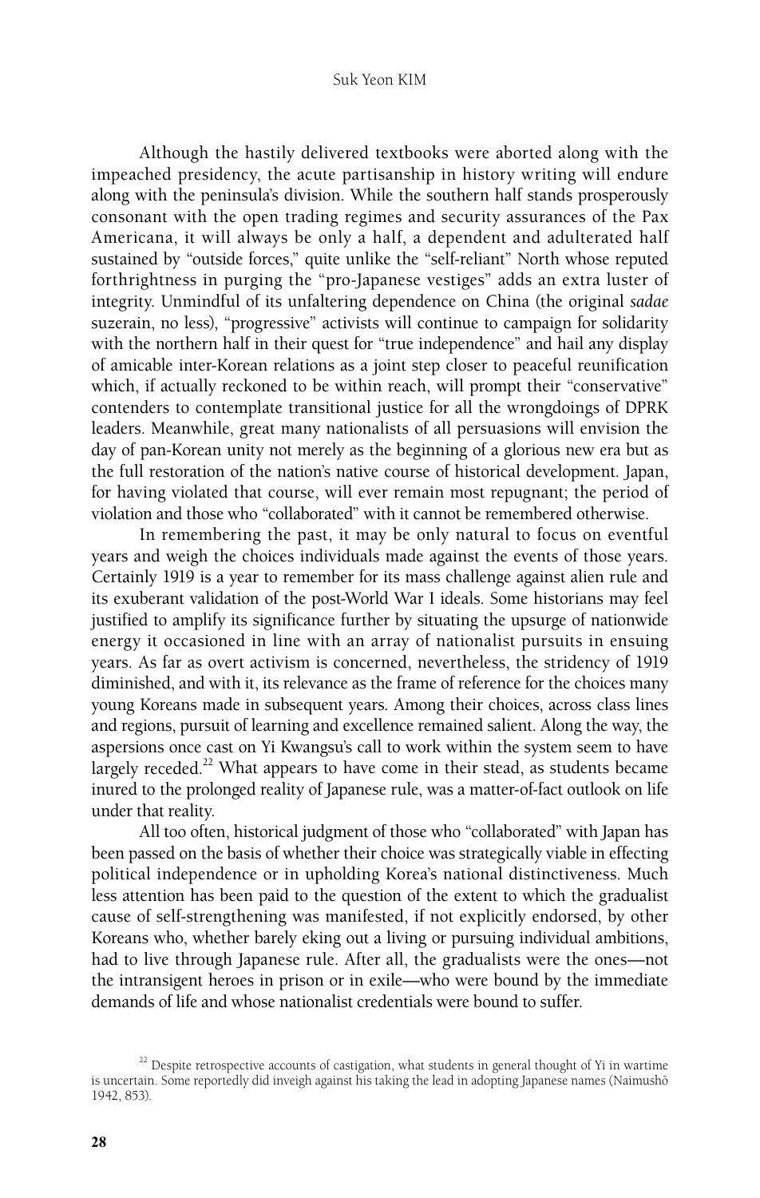Although the hastily delivered textbooks were aborted along with the impeached presidency, the acute partisanship in history writing will endure along with the peninsula's division. While the southern half stands prosperously consonant with the open trading regimes and security assurances of the Pax Americana, it will always be only a half, a dependent and adulterated half sustained by "outside forces," quite unlike the "self-reliant" North whose reputed forthrightness in purging the "pro-Japanese vestiges" adds an extra luster of integrity. Unmindful of its unfaltering dependence on China (the original *sadae* suzerain, no less), "progressive" activists will continue to campaign for solidarity with the northern half in their quest for "true independence" and hail any display of amicable inter-Korean relations as a joint step closer to peaceful reunification which, if actually reckoned to be within reach, will prompt their "conservative" contenders to contemplate transitional justice for all the wrongdoings of DPRK leaders. Meanwhile, great many nationalists of all persuasions will envision the day of pan-Korean unity not merely as the beginning of a glorious new era but as the full restoration of the nation's native course of historical development. Japan, for having violated that course, will ever remain most repugnant; the period of violation and those who "collaborated" with it cannot be remembered otherwise.

In remembering the past, it may be only natural to focus on eventful years and weigh the choices individuals made against the events of those years. Certainly 1919 is a year to remember for its mass challenge against alien rule and its exuberant validation of the post-World War I ideals. Some historians may feel justified to amplify its significance further by situating the upsurge of nationwide energy it occasioned in line with an array of nationalist pursuits in ensuing years. As far as overt activism is concerned, nevertheless, the stridency of 1919 diminished, and with it, its relevance as the frame of reference for the choices many young Koreans made in subsequent years. Among their choices, across class lines and regions, pursuit of learning and excellence remained salient. Along the way, the aspersions once cast on Yi Kwangsu's call to work within the system seem to have largely receded.[22] What appears to have come in their stead, as students became inured to the prolonged reality of Japanese rule, was a matter-of-fact outlook on life under that reality.

All too often, historical judgment of those who "collaborated" with Japan has been passed on the basis of whether their choice was strategically viable in effecting political independence or in upholding Korea's national distinctiveness. Much less attention has been paid to the question of the extent to which the gradualist cause of self-strengthening was manifested, if not explicitly endorsed, by other Koreans who, whether barely eking out a living or pursuing individual ambitions, had to live through Japanese rule. After all, the gradualists were the ones—not the intransigent heroes in prison or in exile—who were bound by the immediate demands of life and whose nationalist credentials were bound to suffer.

[22] Despite retrospective accounts of castigation, what students in general thought of Yi in wartime is uncertain. Some reportedly did inveigh against his taking the lead in adopting Japanese names (Naimushō 1942, 853).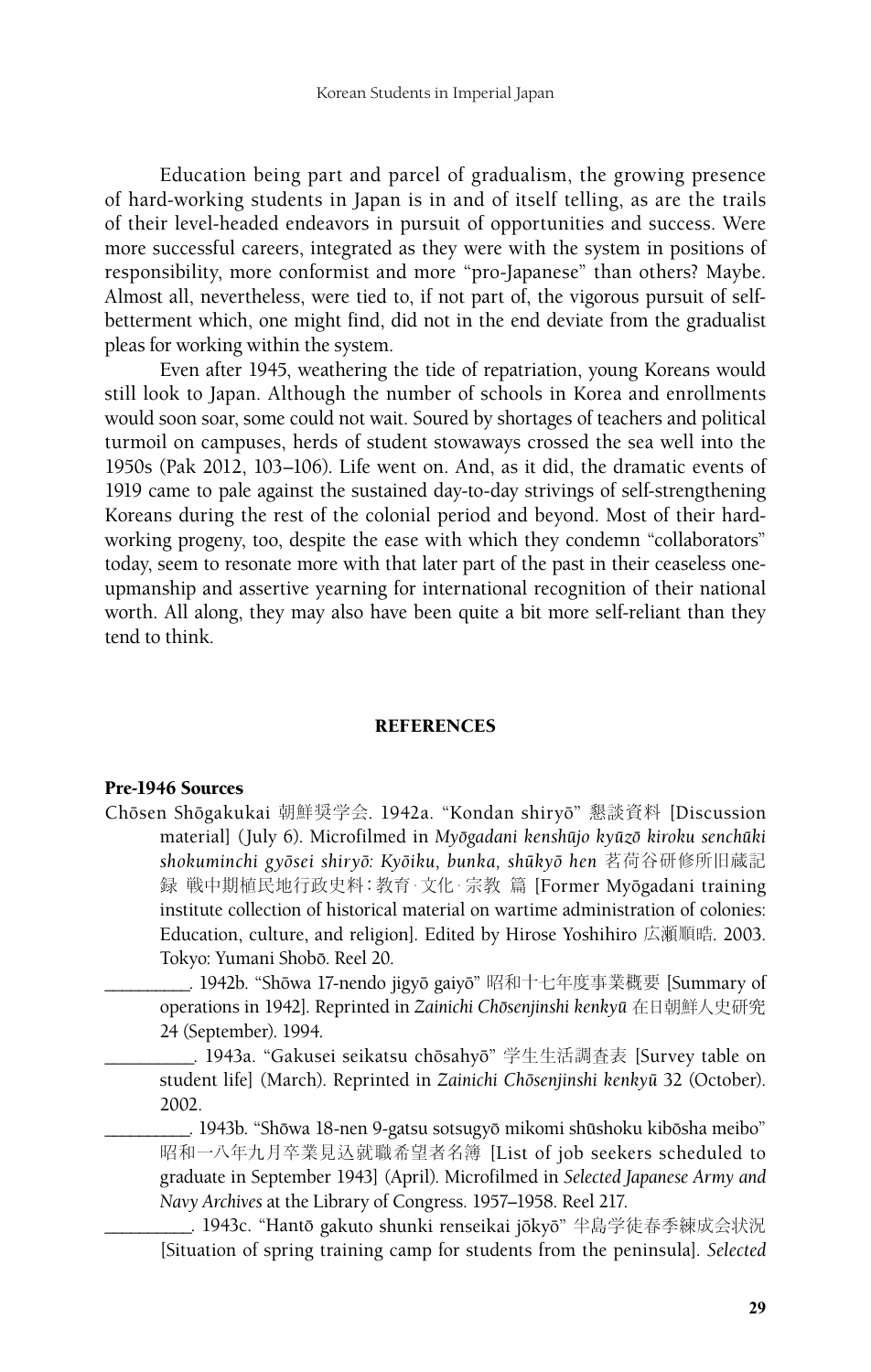Education being part and parcel of gradualism, the growing presence of hard-working students in Japan is in and of itself telling, as are the trails of their level-headed endeavors in pursuit of opportunities and success. Were more successful careers, integrated as they were with the system in positions of responsibility, more conformist and more "pro-Japanese" than others? Maybe. Almost all, nevertheless, were tied to, if not part of, the vigorous pursuit of self-betterment which, one might find, did not in the end deviate from the gradualist pleas for working within the system.

Even after 1945, weathering the tide of repatriation, young Koreans would still look to Japan. Although the number of schools in Korea and enrollments would soon soar, some could not wait. Soured by shortages of teachers and political turmoil on campuses, herds of student stowaways crossed the sea well into the 1950s (Pak 2012, 103–106). Life went on. And, as it did, the dramatic events of 1919 came to pale against the sustained day-to-day strivings of self-strengthening Koreans during the rest of the colonial period and beyond. Most of their hard-working progeny, too, despite the ease with which they condemn "collaborators" today, seem to resonate more with that later part of the past in their ceaseless one-upmanship and assertive yearning for international recognition of their national worth. All along, they may also have been quite a bit more self-reliant than they tend to think.

## REFERENCES

### Pre-1946 Sources

Chōsen Shōgakukai 朝鮮奨学会. 1942a. "Kondan shiryō" 懇談資料 [Discussion material] (July 6). Microfilmed in *Myōgadani kenshūjo kyūzō kiroku senchūki shokuminchi gyōsei shiryō: Kyōiku, bunka, shūkyō hen* 茗荷谷研修所旧蔵記録 戦中期植民地行政史料：教育･文化･宗教 篇 [Former Myōgadani training institute collection of historical material on wartime administration of colonies: Education, culture, and religion]. Edited by Hirose Yoshihiro 広瀬順皓. 2003. Tokyo: Yumani Shobō. Reel 20.

__________. 1942b. "Shōwa 17-nendo jigyō gaiyō" 昭和十七年度事業概要 [Summary of operations in 1942]. Reprinted in *Zainichi Chōsenjinshi kenkyū* 在日朝鮮人史研究 24 (September). 1994.

__________. 1943a. "Gakusei seikatsu chōsahyō" 学生生活調査表 [Survey table on student life] (March). Reprinted in *Zainichi Chōsenjinshi kenkyū* 32 (October). 2002.

__________. 1943b. "Shōwa 18-nen 9-gatsu sotsugyō mikomi shūshoku kibōsha meibo" 昭和一八年九月卒業見込就職希望者名簿 [List of job seekers scheduled to graduate in September 1943] (April). Microfilmed in *Selected Japanese Army and Navy Archives* at the Library of Congress. 1957–1958. Reel 217.

__________. 1943c. "Hantō gakuto shunki renseikai jōkyō" 半島学徒春季練成会状況 [Situation of spring training camp for students from the peninsula]. *Selected*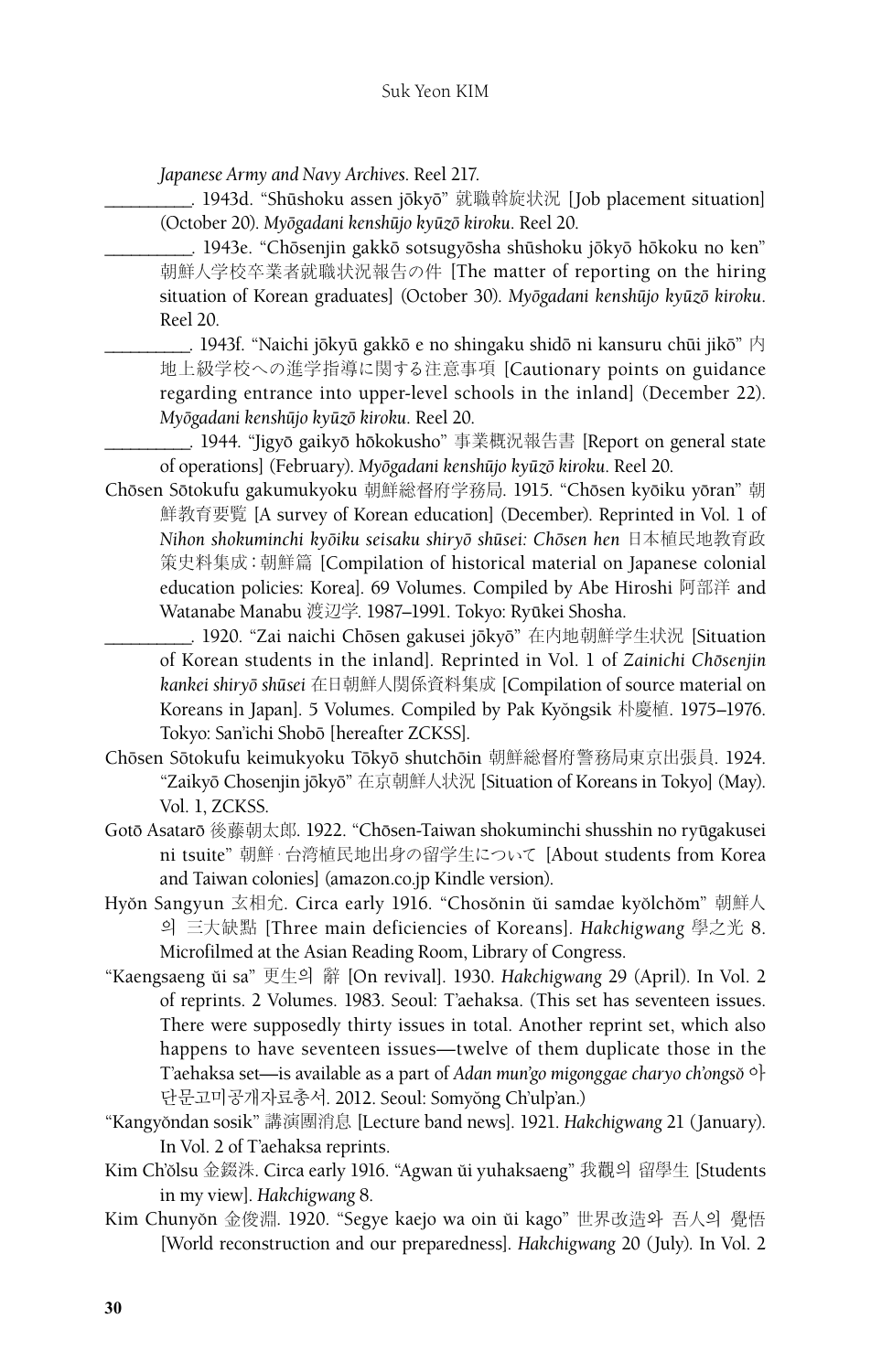*Japanese Army and Navy Archives*. Reel 217.

\_\_\_\_\_\_\_\_\_\_. 1943d. "Shūshoku assen jōkyō" 就職斡旋状況 [Job placement situation] (October 20). *Myōgadani kenshūjo kyūzō kiroku*. Reel 20.

\_\_\_\_\_\_\_\_\_\_. 1943e. "Chōsenjin gakkō sotsugyōsha shūshoku jōkyō hōkoku no ken" 朝鮮人学校卒業者就職状況報告の件 [The matter of reporting on the hiring situation of Korean graduates] (October 30). *Myōgadani kenshūjo kyūzō kiroku*. Reel 20.

\_\_\_\_\_\_\_\_\_\_. 1943f. "Naichi jōkyū gakkō e no shingaku shidō ni kansuru chūi jikō" 内地上級学校への進学指導に関する注意事項 [Cautionary points on guidance regarding entrance into upper-level schools in the inland] (December 22). *Myōgadani kenshūjo kyūzō kiroku*. Reel 20.

\_\_\_\_\_\_\_\_\_\_. 1944. "Jigyō gaikyō hōkokusho" 事業概況報告書 [Report on general state of operations] (February). *Myōgadani kenshūjo kyūzō kiroku*. Reel 20.

Chōsen Sōtokufu gakumukyoku 朝鮮総督府学務局. 1915. "Chōsen kyōiku yōran" 朝鮮教育要覧 [A survey of Korean education] (December). Reprinted in Vol. 1 of *Nihon shokuminchi kyōiku seisaku shiryō shūsei: Chōsen hen* 日本植民地教育政策史料集成：朝鮮篇 [Compilation of historical material on Japanese colonial education policies: Korea]. 69 Volumes. Compiled by Abe Hiroshi 阿部洋 and Watanabe Manabu 渡辺学. 1987–1991. Tokyo: Ryūkei Shosha.

\_\_\_\_\_\_\_\_\_\_. 1920. "Zai naichi Chōsen gakusei jōkyō" 在内地朝鮮学生状況 [Situation of Korean students in the inland]. Reprinted in Vol. 1 of *Zainichi Chōsenjin kankei shiryō shūsei* 在日朝鮮人関係資料集成 [Compilation of source material on Koreans in Japan]. 5 Volumes. Compiled by Pak Kyŏngsik 朴慶植. 1975–1976. Tokyo: San'ichi Shobō [hereafter ZCKSS].

Chōsen Sōtokufu keimukyoku Tōkyō shutchōin 朝鮮総督府警務局東京出張員. 1924. "Zaikyō Chosenjin jōkyō" 在京朝鮮人状況 [Situation of Koreans in Tokyo] (May). Vol. 1, ZCKSS.

Gotō Asatarō 後藤朝太郎. 1922. "Chōsen-Taiwan shokuminchi shusshin no ryūgakusei ni tsuite" 朝鮮･台湾植民地出身の留学生について [About students from Korea and Taiwan colonies] (amazon.co.jp Kindle version).

Hyŏn Sangyun 玄相允. Circa early 1916. "Chosŏnin ŭi samdae kyŏlchŏm" 朝鮮人의 三大缺點 [Three main deficiencies of Koreans]. *Hakchigwang* 學之光 8. Microfilmed at the Asian Reading Room, Library of Congress.

"Kaengsaeng ŭi sa" 更生의 辭 [On revival]. 1930. *Hakchigwang* 29 (April). In Vol. 2 of reprints. 2 Volumes. 1983. Seoul: T'aehaksa. (This set has seventeen issues. There were supposedly thirty issues in total. Another reprint set, which also happens to have seventeen issues—twelve of them duplicate those in the T'aehaksa set—is available as a part of *Adan mun'go migonggae charyo ch'ongsŏ* 아단문고미공개자료총서. 2012. Seoul: Somyŏng Ch'ulp'an.)

"Kangyŏndan sosik" 講演團消息 [Lecture band news]. 1921. *Hakchigwang* 21 (January). In Vol. 2 of T'aehaksa reprints.

Kim Ch'ŏlsu 金錣洙. Circa early 1916. "Agwan ŭi yuhaksaeng" 我觀의 留學生 [Students in my view]. *Hakchigwang* 8.

Kim Chunyŏn 金俊淵. 1920. "Segye kaejo wa oin ŭi kago" 世界改造와 吾人의 覺悟 [World reconstruction and our preparedness]. *Hakchigwang* 20 (July). In Vol. 2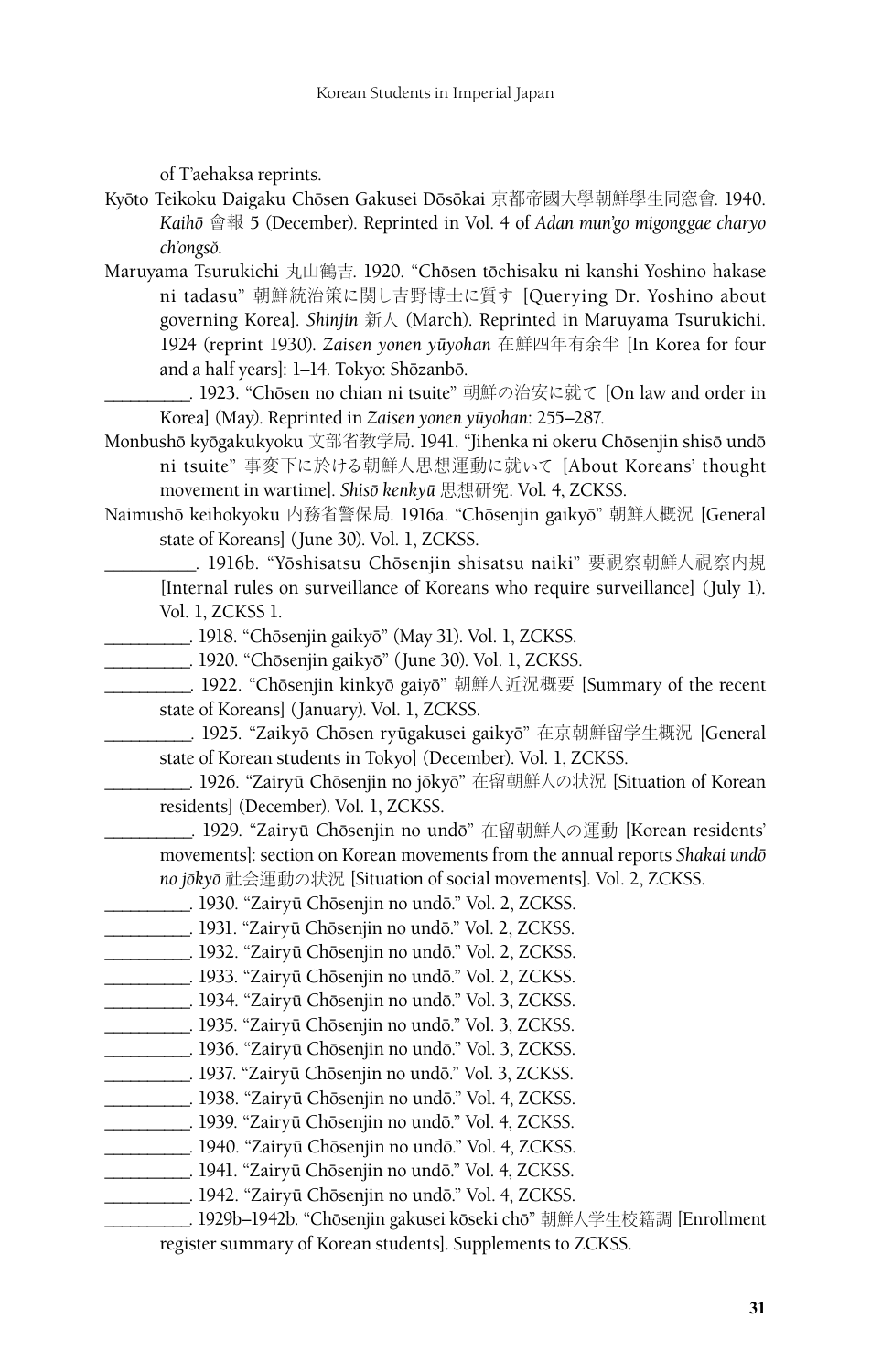of T'aehaksa reprints.

Kyōto Teikoku Daigaku Chōsen Gakusei Dōsōkai 京都帝國大學朝鮮學生同窓會. 1940. *Kaihō* 會報 5 (December). Reprinted in Vol. 4 of *Adan mun'go migonggae charyo ch'ongsŏ*.

Maruyama Tsurukichi 丸山鶴吉. 1920. "Chōsen tōchisaku ni kanshi Yoshino hakase ni tadasu" 朝鮮統治策に関し吉野博士に質す [Querying Dr. Yoshino about governing Korea]. *Shinjin* 新人 (March). Reprinted in Maruyama Tsurukichi. 1924 (reprint 1930). *Zaisen yonen yūyohan* 在鮮四年有余半 [In Korea for four and a half years]: 1–14. Tokyo: Shōzanbō.

\_\_\_\_\_\_\_\_\_\_. 1923. "Chōsen no chian ni tsuite" 朝鮮の治安に就て [On law and order in Korea] (May). Reprinted in *Zaisen yonen yūyohan*: 255–287.

Monbushō kyōgakukyoku 文部省教学局. 1941. "Jihenka ni okeru Chōsenjin shisō undō ni tsuite" 事変下に於ける朝鮮人思想運動に就いて [About Koreans' thought movement in wartime]. *Shisō kenkyū* 思想研究. Vol. 4, ZCKSS.

Naimushō keihokyoku 内務省警保局. 1916a. "Chōsenjin gaikyō" 朝鮮人概況 [General state of Koreans] (June 30). Vol. 1, ZCKSS.

\_\_\_\_\_\_\_\_\_\_. 1916b. "Yōshisatsu Chōsenjin shisatsu naiki" 要視察朝鮮人視察内規 [Internal rules on surveillance of Koreans who require surveillance] (July 1). Vol. 1, ZCKSS 1.

\_\_\_\_\_\_\_\_\_\_. 1918. "Chōsenjin gaikyō" (May 31). Vol. 1, ZCKSS.

\_\_\_\_\_\_\_\_\_\_. 1920. "Chōsenjin gaikyō" (June 30). Vol. 1, ZCKSS.

\_\_\_\_\_\_\_\_\_\_. 1922. "Chōsenjin kinkyō gaiyō" 朝鮮人近況概要 [Summary of the recent state of Koreans] (January). Vol. 1, ZCKSS.

\_\_\_\_\_\_\_\_\_\_. 1925. "Zaikyō Chōsen ryūgakusei gaikyō" 在京朝鮮留学生概況 [General state of Korean students in Tokyo] (December). Vol. 1, ZCKSS.

\_\_\_\_\_\_\_\_\_\_. 1926. "Zairyū Chōsenjin no jōkyō" 在留朝鮮人の状況 [Situation of Korean residents] (December). Vol. 1, ZCKSS.

\_\_\_\_\_\_\_\_\_\_. 1929. "Zairyū Chōsenjin no undō" 在留朝鮮人の運動 [Korean residents' movements]: section on Korean movements from the annual reports *Shakai undō no jōkyō* 社会運動の状況 [Situation of social movements]. Vol. 2, ZCKSS.

\_\_\_\_\_\_\_\_\_\_. 1930. "Zairyū Chōsenjin no undō." Vol. 2, ZCKSS.

\_\_\_\_\_\_\_\_\_\_. 1931. "Zairyū Chōsenjin no undō." Vol. 2, ZCKSS.

\_\_\_\_\_\_\_\_\_\_. 1932. "Zairyū Chōsenjin no undō." Vol. 2, ZCKSS.

\_\_\_\_\_\_\_\_\_\_. 1933. "Zairyū Chōsenjin no undō." Vol. 2, ZCKSS.

\_\_\_\_\_\_\_\_\_\_. 1934. "Zairyū Chōsenjin no undō." Vol. 3, ZCKSS.

\_\_\_\_\_\_\_\_\_\_. 1935. "Zairyū Chōsenjin no undō." Vol. 3, ZCKSS.

\_\_\_\_\_\_\_\_\_\_. 1936. "Zairyū Chōsenjin no undō." Vol. 3, ZCKSS.

\_\_\_\_\_\_\_\_\_\_. 1937. "Zairyū Chōsenjin no undō." Vol. 3, ZCKSS.

\_\_\_\_\_\_\_\_\_\_. 1938. "Zairyū Chōsenjin no undō." Vol. 4, ZCKSS.

\_\_\_\_\_\_\_\_\_\_. 1939. "Zairyū Chōsenjin no undō." Vol. 4, ZCKSS.

\_\_\_\_\_\_\_\_\_\_. 1940. "Zairyū Chōsenjin no undō." Vol. 4, ZCKSS.

\_\_\_\_\_\_\_\_\_\_. 1941. "Zairyū Chōsenjin no undō." Vol. 4, ZCKSS.

\_\_\_\_\_\_\_\_\_\_. 1942. "Zairyū Chōsenjin no undō." Vol. 4, ZCKSS.

\_\_\_\_\_\_\_\_\_\_. 1929b–1942b. "Chōsenjin gakusei kōseki chō" 朝鮮人学生校籍調 [Enrollment register summary of Korean students]. Supplements to ZCKSS.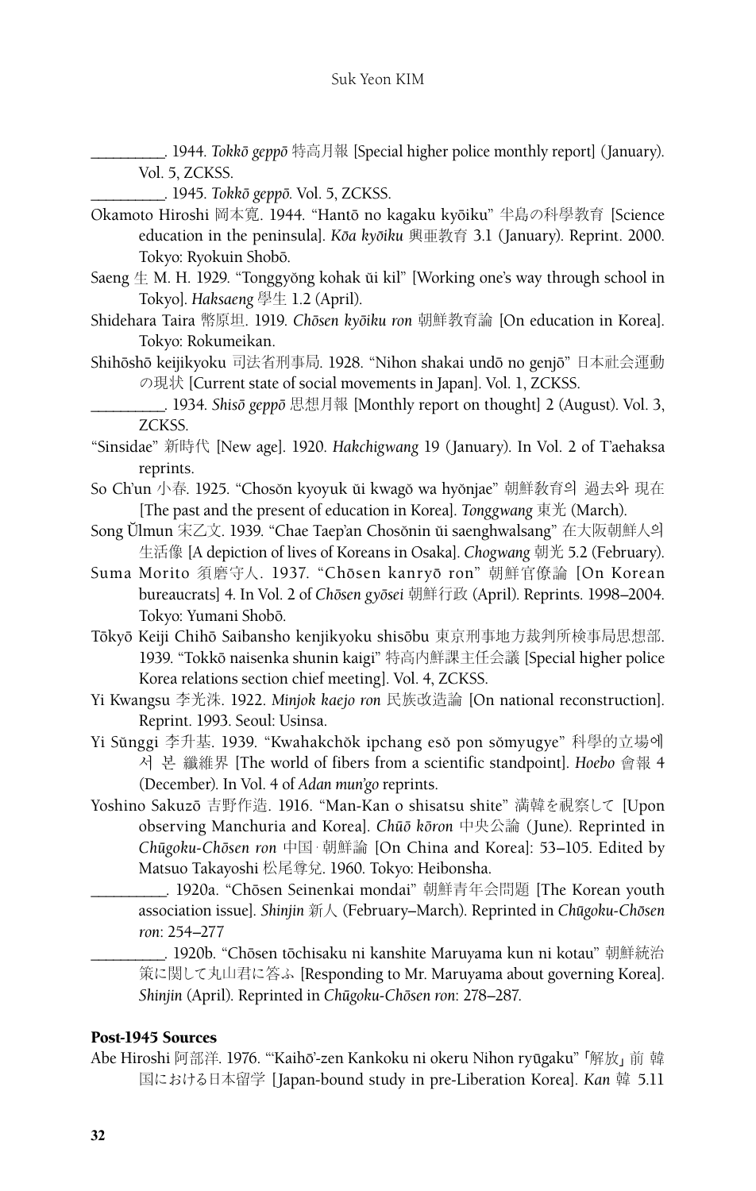\_\_\_\_\_\_\_\_\_\_. 1944. *Tokkō geppō* 特高月報 [Special higher police monthly report] (January). Vol. 5, ZCKSS.

\_\_\_\_\_\_\_\_\_\_. 1945. *Tokkō geppō*. Vol. 5, ZCKSS.

Okamoto Hiroshi 岡本寛. 1944. "Hantō no kagaku kyōiku" 半島の科學教育 [Science education in the peninsula]. *Kōa kyōiku* 興亜教育 3.1 (January). Reprint. 2000. Tokyo: Ryokuin Shobō.

Saeng 生 M. H. 1929. "Tonggyŏng kohak ŭi kil" [Working one's way through school in Tokyo]. *Haksaeng* 學生 1.2 (April).

Shidehara Taira 幣原坦. 1919. *Chōsen kyōiku ron* 朝鮮教育論 [On education in Korea]. Tokyo: Rokumeikan.

Shihōshō keijikyoku 司法省刑事局. 1928. "Nihon shakai undō no genjō" 日本社会運動の現状 [Current state of social movements in Japan]. Vol. 1, ZCKSS.

\_\_\_\_\_\_\_\_\_\_. 1934. *Shisō geppō* 思想月報 [Monthly report on thought] 2 (August). Vol. 3, ZCKSS.

"Sinsidae" 新時代 [New age]. 1920. *Hakchigwang* 19 (January). In Vol. 2 of T'aehaksa reprints.

So Ch'un 小春. 1925. "Chosŏn kyoyuk ŭi kwagŏ wa hyŏnjae" 朝鮮教育의 過去와 現在 [The past and the present of education in Korea]. *Tonggwang* 東光 (March).

Song Ŭlmun 宋乙文. 1939. "Chae Taep'an Chosŏnin ŭi saenghwalsang" 在大阪朝鮮人의 生活像 [A depiction of lives of Koreans in Osaka]. *Chogwang* 朝光 5.2 (February).

Suma Morito 須磨守人. 1937. "Chōsen kanryō ron" 朝鮮官僚論 [On Korean bureaucrats] 4. In Vol. 2 of *Chōsen gyōsei* 朝鮮行政 (April). Reprints. 1998–2004. Tokyo: Yumani Shobō.

Tōkyō Keiji Chihō Saibansho kenjikyoku shisōbu 東京刑事地方裁判所検事局思想部. 1939. "Tokkō naisenka shunin kaigi" 特高内鮮課主任会議 [Special higher police Korea relations section chief meeting]. Vol. 4, ZCKSS.

Yi Kwangsu 李光洙. 1922. *Minjok kaejo ron* 民族改造論 [On national reconstruction]. Reprint. 1993. Seoul: Usinsa.

Yi Sŭnggi 李升基. 1939. "Kwahakchŏk ipchang esŏ pon sŏmyugye" 科學的立場에서 본 纖維界 [The world of fibers from a scientific standpoint]. *Hoebo* 會報 4 (December). In Vol. 4 of *Adan mun'go* reprints.

Yoshino Sakuzō 吉野作造. 1916. "Man-Kan o shisatsu shite" 満韓を視察して [Upon observing Manchuria and Korea]. *Chūō kōron* 中央公論 (June). Reprinted in *Chūgoku-Chōsen ron* 中国·朝鮮論 [On China and Korea]: 53–105. Edited by Matsuo Takayoshi 松尾尊兊. 1960. Tokyo: Heibonsha.

\_\_\_\_\_\_\_\_\_\_. 1920a. "Chōsen Seinenkai mondai" 朝鮮青年会問題 [The Korean youth association issue]. *Shinjin* 新人 (February–March). Reprinted in *Chūgoku-Chōsen ron*: 254–277

\_\_\_\_\_\_\_\_\_\_. 1920b. "Chōsen tōchisaku ni kanshite Maruyama kun ni kotau" 朝鮮統治策に関して丸山君に答ふ [Responding to Mr. Maruyama about governing Korea]. *Shinjin* (April). Reprinted in *Chūgoku-Chōsen ron*: 278–287.

## Post-1945 Sources

Abe Hiroshi 阿部洋. 1976. "'Kaihō'-zen Kankoku ni okeru Nihon ryūgaku" 「解放」前 韓国における日本留学 [Japan-bound study in pre-Liberation Korea]. *Kan* 韓 5.11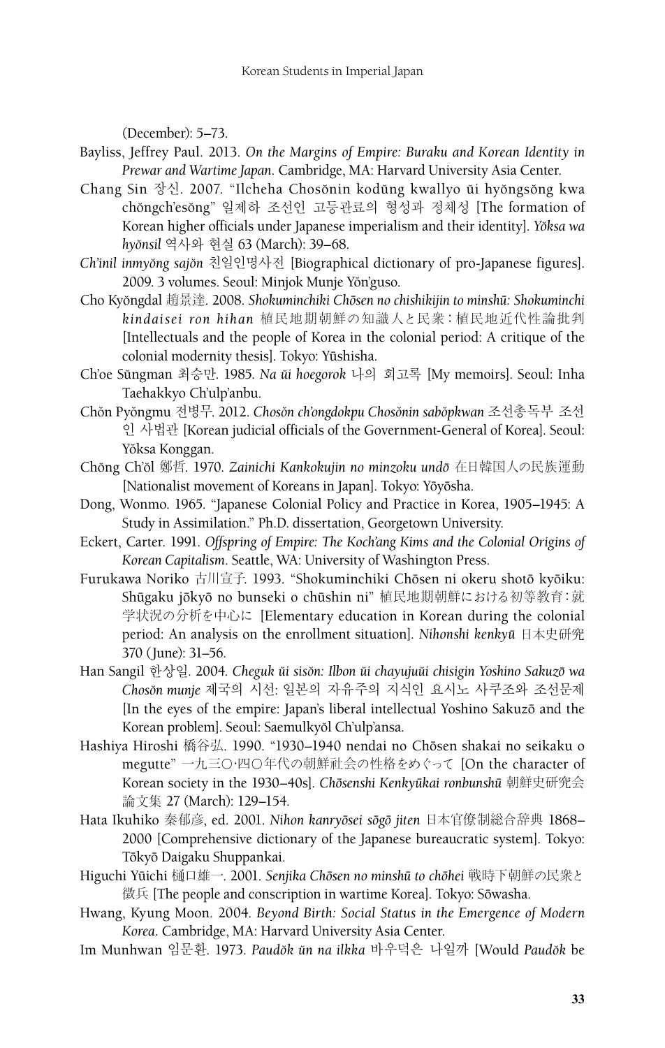(December): 5–73.

Bayliss, Jeffrey Paul. 2013. *On the Margins of Empire: Buraku and Korean Identity in Prewar and Wartime Japan*. Cambridge, MA: Harvard University Asia Center.

Chang Sin 장신. 2007. "Ilcheha Chosŏnin kodŭng kwallyo ŭi hyŏngsŏng kwa chŏngch'esŏng" 일제하 조선인 고등관료의 형성과 정체성 [The formation of Korean higher officials under Japanese imperialism and their identity]. *Yŏksa wa hyŏnsil* 역사와 현실 63 (March): 39–68.

*Ch'inil inmyŏng sajŏn* 친일인명사전 [Biographical dictionary of pro-Japanese figures]. 2009. 3 volumes. Seoul: Minjok Munje Yŏn'guso.

Cho Kyŏngdal 趙景達. 2008. *Shokuminchiki Chōsen no chishikijin to minshū: Shokuminchi kindaisei ron hihan* 植民地期朝鮮の知識人と民衆：植民地近代性論批判 [Intellectuals and the people of Korea in the colonial period: A critique of the colonial modernity thesis]. Tokyo: Yūshisha.

Ch'oe Sŭngman 최승만. 1985. *Na ŭi hoegorok* 나의 회고록 [My memoirs]. Seoul: Inha Taehakkyo Ch'ulp'anbu.

Chŏn Pyŏngmu 전병무. 2012. *Chosŏn ch'ongdokpu Chosŏnin sabŏpkwan* 조선총독부 조선인 사법관 [Korean judicial officials of the Government-General of Korea]. Seoul: Yŏksa Konggan.

Chŏng Ch'ŏl 鄭哲. 1970. *Zainichi Kankokujin no minzoku undō* 在日韓国人の民族運動 [Nationalist movement of Koreans in Japan]. Tokyo: Yōyōsha.

Dong, Wonmo. 1965. "Japanese Colonial Policy and Practice in Korea, 1905–1945: A Study in Assimilation." Ph.D. dissertation, Georgetown University.

Eckert, Carter. 1991. *Offspring of Empire: The Koch'ang Kims and the Colonial Origins of Korean Capitalism*. Seattle, WA: University of Washington Press.

Furukawa Noriko 古川宣子. 1993. "Shokuminchiki Chōsen ni okeru shotō kyōiku: Shūgaku jōkyō no bunseki o chūshin ni" 植民地期朝鮮における初等教育：就学状況の分析を中心に [Elementary education in Korean during the colonial period: An analysis on the enrollment situation]. *Nihonshi kenkyū* 日本史研究 370 (June): 31–56.

Han Sangil 한상일. 2004. *Cheguk ŭi sisŏn: Ilbon ŭi chayujuŭi chisigin Yoshino Sakuzō wa Chosŏn munje* 제국의 시선: 일본의 자유주의 지식인 요시노 사쿠조와 조선문제 [In the eyes of the empire: Japan's liberal intellectual Yoshino Sakuzō and the Korean problem]. Seoul: Saemulkyŏl Ch'ulp'ansa.

Hashiya Hiroshi 橋谷弘. 1990. "1930–1940 nendai no Chōsen shakai no seikaku o megutte" 一九三〇·四〇年代の朝鮮社会の性格をめぐって [On the character of Korean society in the 1930–40s]. *Chōsenshi Kenkyūkai ronbunshū* 朝鮮史研究会論文集 27 (March): 129–154.

Hata Ikuhiko 秦郁彦, ed. 2001. *Nihon kanryōsei sōgō jiten* 日本官僚制総合辞典 1868–2000 [Comprehensive dictionary of the Japanese bureaucratic system]. Tokyo: Tōkyō Daigaku Shuppankai.

Higuchi Yūichi 樋口雄一. 2001. *Senjika Chōsen no minshū to chōhei* 戦時下朝鮮の民衆と徴兵 [The people and conscription in wartime Korea]. Tokyo: Sōwasha.

Hwang, Kyung Moon. 2004. *Beyond Birth: Social Status in the Emergence of Modern Korea*. Cambridge, MA: Harvard University Asia Center.

Im Munhwan 임문환. 1973. *Paudŏk ŭn na ilkka* 바우덕은 나일까 [Would *Paudŏk* be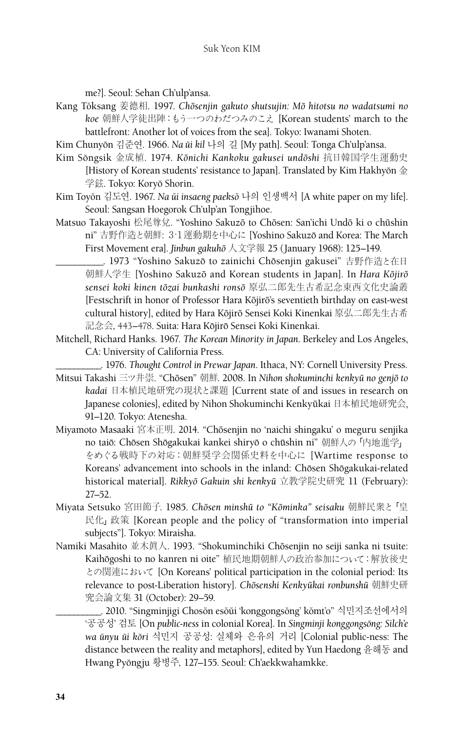me?]. Seoul: Sehan Ch'ulp'ansa.

Kang Tŏksang 姜德相. 1997. *Chōsenjin gakuto shutsujin: Mō hitotsu no wadatsumi no koe* 朝鮮人学徒出陣：もう一つのわだつみのこえ [Korean students' march to the battlefront: Another lot of voices from the sea]. Tokyo: Iwanami Shoten.

Kim Chunyŏn 김준연. 1966. *Na ŭi kil* 나의 길 [My path]. Seoul: Tonga Ch'ulp'ansa.

Kim Sŏngsik 金成植. 1974. *Kōnichi Kankoku gakusei undōshi* 抗日韓国学生運動史 [History of Korean students' resistance to Japan]. Translated by Kim Hakhyŏn 金学鉉. Tokyo: Koryŏ Shorin.

Kim Toyŏn 김도연. 1967. *Na ŭi insaeng paeksŏ* 나의 인생백서 [A white paper on my life]. Seoul: Sangsan Hoegorok Ch'ulp'an Tongjihoe.

Matsuo Takayoshi 松尾尊兌. "Yoshino Sakuzō to Chōsen: San'ichi Undō ki o chūshin ni" 吉野作造と朝鮮：3·1運動期を中心に [Yoshino Sakuzō and Korea: The March First Movement era]. *Jinbun gakuhō* 人文学報 25 (January 1968): 125–149.

\_\_\_\_\_\_\_\_\_\_. 1973 "Yoshino Sakuzō to zainichi Chōsenjin gakusei" 吉野作造と在日朝鮮人学生 [Yoshino Sakuzō and Korean students in Japan]. In *Hara Kōjirō sensei koki kinen tōzai bunkashi ronsō* 原弘二郎先生古希記念東西文化史論叢 [Festschrift in honor of Professor Hara Kōjirō's seventieth birthday on east-west cultural history], edited by Hara Kōjirō Sensei Koki Kinenkai 原弘二郎先生古希記念会, 443–478. Suita: Hara Kōjirō Sensei Koki Kinenkai.

Mitchell, Richard Hanks. 1967. *The Korean Minority in Japan*. Berkeley and Los Angeles, CA: University of California Press.

\_\_\_\_\_\_\_\_\_\_. 1976. *Thought Control in Prewar Japan*. Ithaca, NY: Cornell University Press.

Mitsui Takashi 三ツ井崇. "Chōsen" 朝鮮. 2008. In *Nihon shokuminchi kenkyū no genjō to kadai* 日本植民地研究の現状と課題 [Current state of and issues in research on Japanese colonies], edited by Nihon Shokuminchi Kenkyūkai 日本植民地研究会, 91–120. Tokyo: Atenesha.

Miyamoto Masaaki 宮本正明. 2014. "Chōsenjin no 'naichi shingaku' o meguru senjika no taiō: Chōsen Shōgakukai kankei shiryō o chūshin ni" 朝鮮人の「内地進学」をめぐる戦時下の対応：朝鮮奨学会関係史料を中心に [Wartime response to Koreans' advancement into schools in the inland: Chōsen Shōgakukai-related historical material]. *Rikkyō Gakuin shi kenkyū* 立教学院史研究 11 (February): 27–52.

Miyata Setsuko 宮田節子. 1985. *Chōsen minshū to "Kōminka" seisaku* 朝鮮民衆と「皇民化」政策 [Korean people and the policy of "transformation into imperial subjects"]. Tokyo: Miraisha.

Namiki Masahito 並木眞人. 1993. "Shokuminchiki Chōsenjin no seiji sanka ni tsuite: Kaihōgoshi to no kanren ni oite" 植民地期朝鮮人の政治参加について：解放後史との関連において [On Koreans' political participation in the colonial period: Its relevance to post-Liberation history]. *Chōsenshi Kenkyūkai ronbunshū* 朝鮮史研究会論文集 31 (October): 29–59.

\_\_\_\_\_\_\_\_\_\_. 2010. "Singminjigi Chosŏn esŏŭi 'konggongsŏng' kŏmt'o" 식민지조선에서의 '공공성' 검토 [On *public-ness* in colonial Korea]. In *Singminji konggongsŏng: Silch'e wa ŭnyu ŭi kŏri* 식민지 공공성: 실체와 은유의 거리 [Colonial public-ness: The distance between the reality and metaphors], edited by Yun Haedong 윤해동 and Hwang Pyŏngju 황병주, 127–155. Seoul: Ch'aekkwahamkke.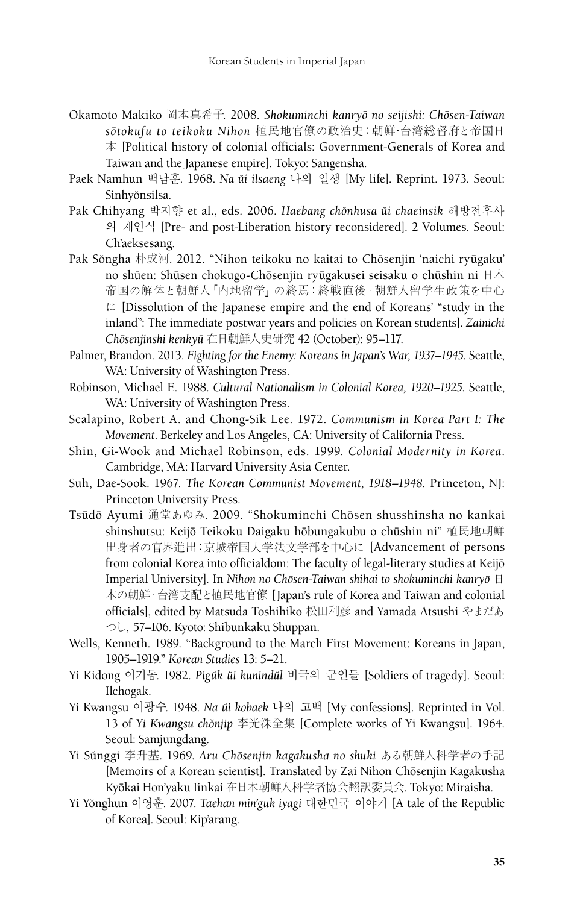Okamoto Makiko 岡本真希子. 2008. *Shokuminchi kanryō no seijishi: Chōsen-Taiwan sōtokufu to teikoku Nihon* 植民地官僚の政治史：朝鮮·台湾総督府と帝国日本 [Political history of colonial officials: Government-Generals of Korea and Taiwan and the Japanese empire]. Tokyo: Sangensha.

Paek Namhun 백남훈. 1968. *Na ŭi ilsaeng* 나의 일생 [My life]. Reprint. 1973. Seoul: Sinhyŏnsilsa.

Pak Chihyang 박지향 et al., eds. 2006. *Haebang chŏnhusa ŭi chaeinsik* 해방전후사의 재인식 [Pre- and post-Liberation history reconsidered]. 2 Volumes. Seoul: Ch'aeksesang.

Pak Sŏngha 朴成河. 2012. "Nihon teikoku no kaitai to Chōsenjin 'naichi ryūgaku' no shūen: Shūsen chokugo-Chōsenjin ryūgakusei seisaku o chūshin ni 日本帝国の解体と朝鮮人「内地留学」の終焉：終戦直後·朝鮮人留学生政策を中心に [Dissolution of the Japanese empire and the end of Koreans' "study in the inland": The immediate postwar years and policies on Korean students]. *Zainichi Chōsenjinshi kenkyū* 在日朝鮮人史研究 42 (October): 95–117.

Palmer, Brandon. 2013. *Fighting for the Enemy: Koreans in Japan's War, 1937–1945*. Seattle, WA: University of Washington Press.

Robinson, Michael E. 1988. *Cultural Nationalism in Colonial Korea, 1920–1925*. Seattle, WA: University of Washington Press.

Scalapino, Robert A. and Chong-Sik Lee. 1972. *Communism in Korea Part I: The Movement*. Berkeley and Los Angeles, CA: University of California Press.

Shin, Gi-Wook and Michael Robinson, eds. 1999. *Colonial Modernity in Korea*. Cambridge, MA: Harvard University Asia Center.

Suh, Dae-Sook. 1967. *The Korean Communist Movement, 1918–1948*. Princeton, NJ: Princeton University Press.

Tsūdō Ayumi 通堂あゆみ. 2009. "Shokuminchi Chōsen shusshinsha no kankai shinshutsu: Keijō Teikoku Daigaku hōbungakubu o chūshin ni" 植民地朝鮮出身者の官界進出：京城帝国大学法文学部を中心に [Advancement of persons from colonial Korea into officialdom: The faculty of legal-literary studies at Keijō Imperial University]. In *Nihon no Chōsen-Taiwan shihai to shokuminchi kanryō* 日本の朝鮮·台湾支配と植民地官僚 [Japan's rule of Korea and Taiwan and colonial officials], edited by Matsuda Toshihiko 松田利彦 and Yamada Atsushi やまだあつし, 57–106. Kyoto: Shibunkaku Shuppan.

Wells, Kenneth. 1989. "Background to the March First Movement: Koreans in Japan, 1905–1919." *Korean Studies* 13: 5–21.

Yi Kidong 이기동. 1982. *Pigŭk ŭi kunindŭl* 비극의 군인들 [Soldiers of tragedy]. Seoul: Ilchogak.

Yi Kwangsu 이광수. 1948. *Na ŭi kobaek* 나의 고백 [My confessions]. Reprinted in Vol. 13 of *Yi Kwangsu chŏnjip* 李光洙全集 [Complete works of Yi Kwangsu]. 1964. Seoul: Samjungdang.

Yi Sŭnggi 李升基. 1969. *Aru Chōsenjin kagakusha no shuki* ある朝鮮人科学者の手記 [Memoirs of a Korean scientist]. Translated by Zai Nihon Chōsenjin Kagakusha Kyōkai Hon'yaku Iinkai 在日本朝鮮人科学者協会翻訳委員会. Tokyo: Miraisha.

Yi Yŏnghun 이영훈. 2007. *Taehan min'guk iyagi* 대한민국 이야기 [A tale of the Republic of Korea]. Seoul: Kip'arang.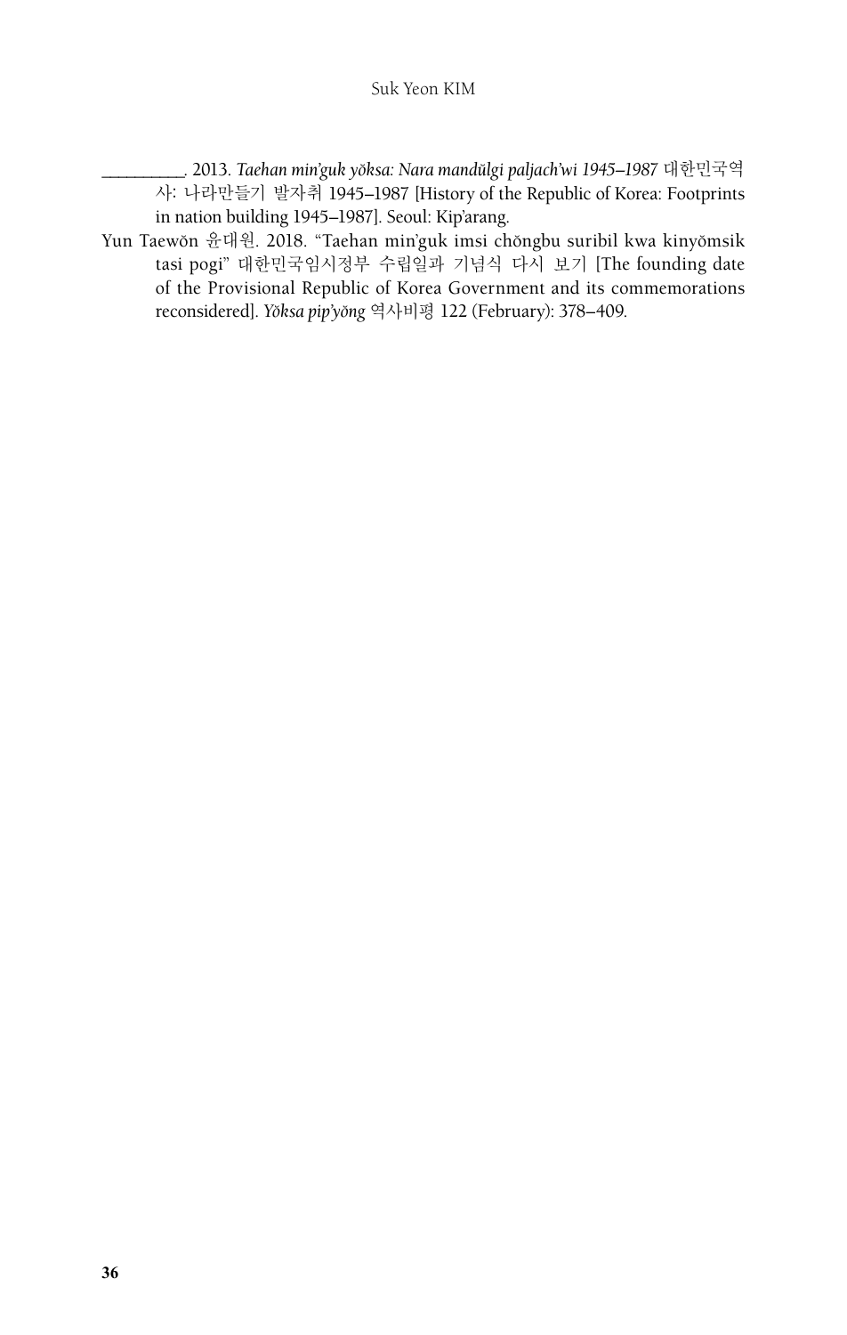\_\_\_\_\_\_\_\_\_\_. 2013. *Taehan min'guk yŏksa: Nara mandŭlgi paljach'wi 1945–1987* 대한민국역사: 나라만들기 발자취 1945–1987 [History of the Republic of Korea: Footprints in nation building 1945–1987]. Seoul: Kip'arang.

Yun Taewŏn 윤대원. 2018. "Taehan min'guk imsi chŏngbu suribil kwa kinyŏmsik tasi pogi" 대한민국임시정부 수립일과 기념식 다시 보기 [The founding date of the Provisional Republic of Korea Government and its commemorations reconsidered]. *Yŏksa pip'yŏng* 역사비평 122 (February): 378–409.